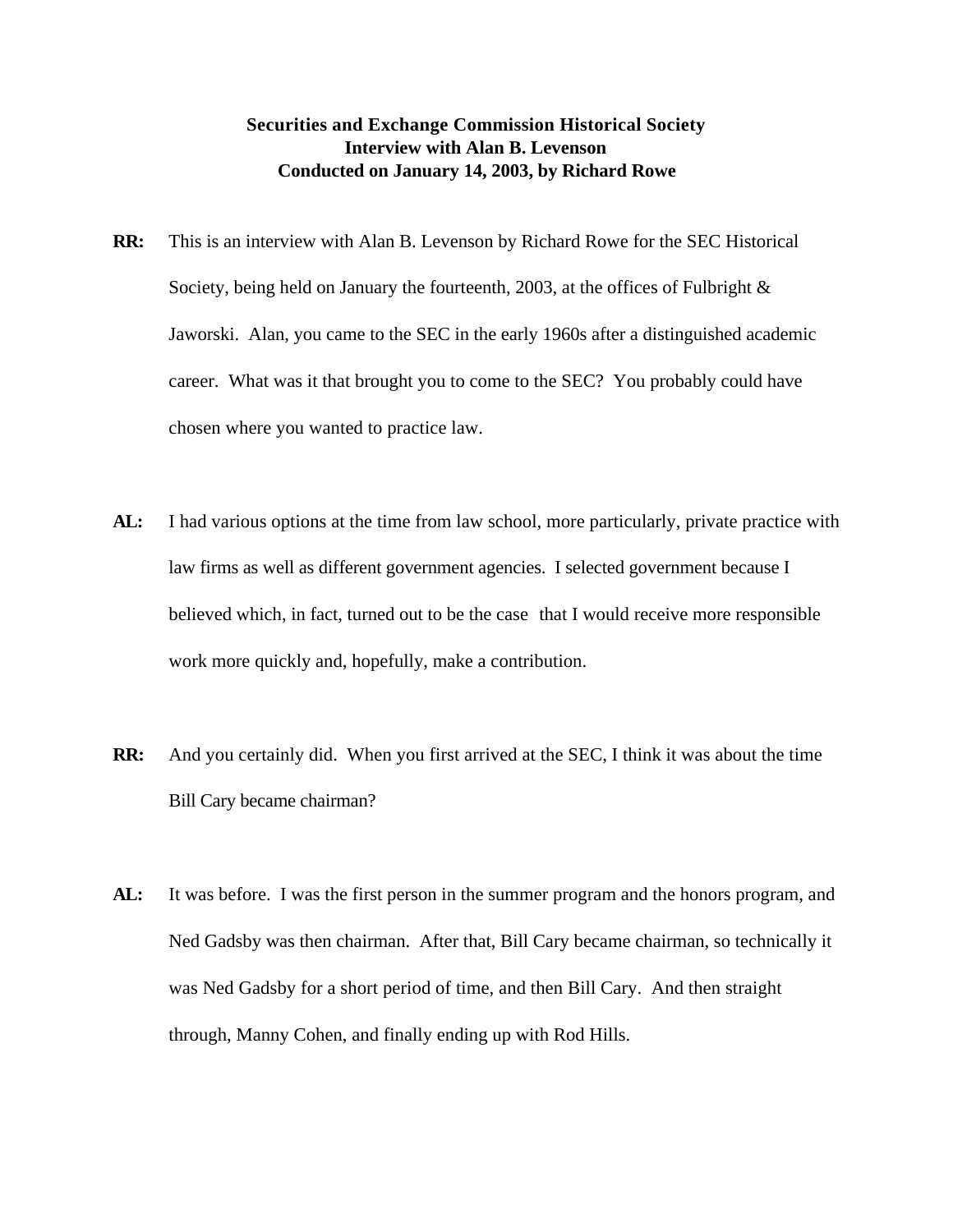**Securities and Exchange Commission Historical Society**
**Interview with Alan B. Levenson**
**Conducted on January 14, 2003, by Richard Rowe**

**RR:** This is an interview with Alan B. Levenson by Richard Rowe for the SEC Historical Society, being held on January the fourteenth, 2003, at the offices of Fulbright & Jaworski. Alan, you came to the SEC in the early 1960s after a distinguished academic career. What was it that brought you to come to the SEC? You probably could have chosen where you wanted to practice law.

**AL:** I had various options at the time from law school, more particularly, private practice with law firms as well as different government agencies. I selected government because I believed which, in fact, turned out to be the case that I would receive more responsible work more quickly and, hopefully, make a contribution.

**RR:** And you certainly did. When you first arrived at the SEC, I think it was about the time Bill Cary became chairman?

**AL:** It was before. I was the first person in the summer program and the honors program, and Ned Gadsby was then chairman. After that, Bill Cary became chairman, so technically it was Ned Gadsby for a short period of time, and then Bill Cary. And then straight through, Manny Cohen, and finally ending up with Rod Hills.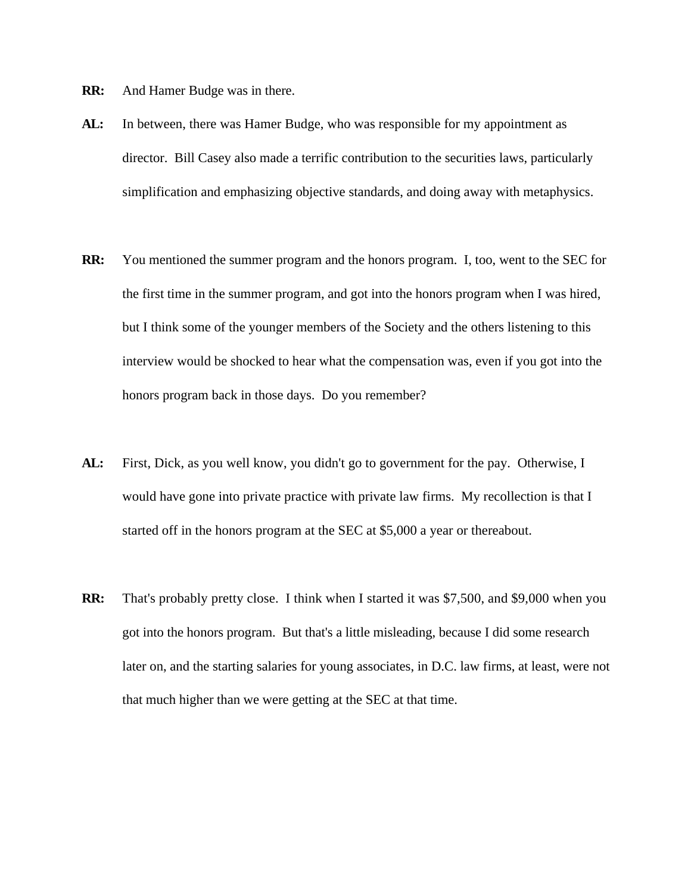**RR:** And Hamer Budge was in there.

**AL:** In between, there was Hamer Budge, who was responsible for my appointment as director. Bill Casey also made a terrific contribution to the securities laws, particularly simplification and emphasizing objective standards, and doing away with metaphysics.

**RR:** You mentioned the summer program and the honors program. I, too, went to the SEC for the first time in the summer program, and got into the honors program when I was hired, but I think some of the younger members of the Society and the others listening to this interview would be shocked to hear what the compensation was, even if you got into the honors program back in those days. Do you remember?

**AL:** First, Dick, as you well know, you didn't go to government for the pay. Otherwise, I would have gone into private practice with private law firms. My recollection is that I started off in the honors program at the SEC at $5,000 a year or thereabout.

**RR:** That's probably pretty close. I think when I started it was $7,500, and $9,000 when you got into the honors program. But that's a little misleading, because I did some research later on, and the starting salaries for young associates, in D.C. law firms, at least, were not that much higher than we were getting at the SEC at that time.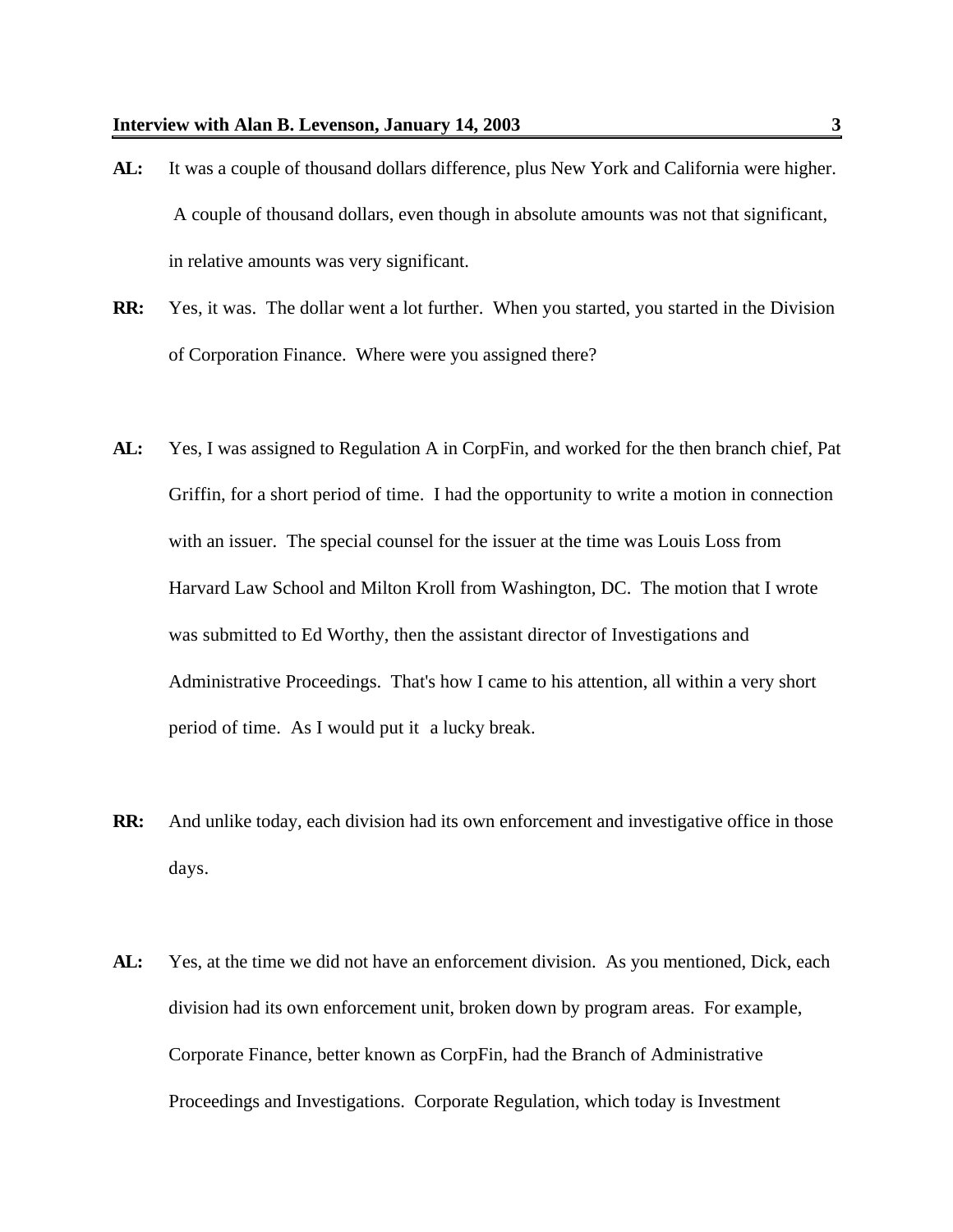**AL:** It was a couple of thousand dollars difference, plus New York and California were higher. A couple of thousand dollars, even though in absolute amounts was not that significant, in relative amounts was very significant.

**RR:** Yes, it was. The dollar went a lot further. When you started, you started in the Division of Corporation Finance. Where were you assigned there?

**AL:** Yes, I was assigned to Regulation A in CorpFin, and worked for the then branch chief, Pat Griffin, for a short period of time. I had the opportunity to write a motion in connection with an issuer. The special counsel for the issuer at the time was Louis Loss from Harvard Law School and Milton Kroll from Washington, DC. The motion that I wrote was submitted to Ed Worthy, then the assistant director of Investigations and Administrative Proceedings. That's how I came to his attention, all within a very short period of time. As I would put it a lucky break.

**RR:** And unlike today, each division had its own enforcement and investigative office in those days.

**AL:** Yes, at the time we did not have an enforcement division. As you mentioned, Dick, each division had its own enforcement unit, broken down by program areas. For example, Corporate Finance, better known as CorpFin, had the Branch of Administrative Proceedings and Investigations. Corporate Regulation, which today is Investment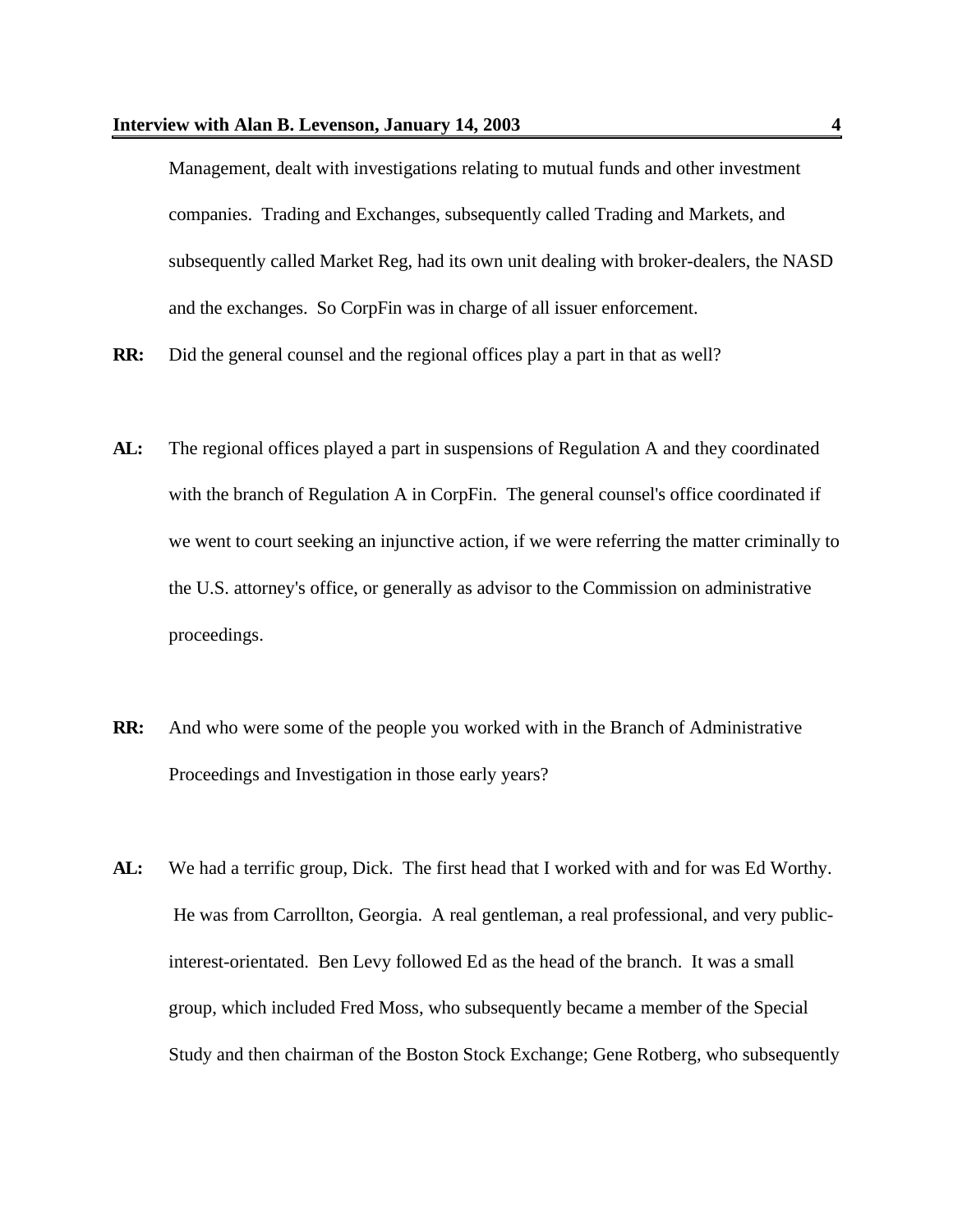Management, dealt with investigations relating to mutual funds and other investment companies. Trading and Exchanges, subsequently called Trading and Markets, and subsequently called Market Reg, had its own unit dealing with broker-dealers, the NASD and the exchanges. So CorpFin was in charge of all issuer enforcement.

**RR:** Did the general counsel and the regional offices play a part in that as well?

**AL:** The regional offices played a part in suspensions of Regulation A and they coordinated with the branch of Regulation A in CorpFin. The general counsel's office coordinated if we went to court seeking an injunctive action, if we were referring the matter criminally to the U.S. attorney's office, or generally as advisor to the Commission on administrative proceedings.

**RR:** And who were some of the people you worked with in the Branch of Administrative Proceedings and Investigation in those early years?

**AL:** We had a terrific group, Dick. The first head that I worked with and for was Ed Worthy. He was from Carrollton, Georgia. A real gentleman, a real professional, and very public-interest-orientated. Ben Levy followed Ed as the head of the branch. It was a small group, which included Fred Moss, who subsequently became a member of the Special Study and then chairman of the Boston Stock Exchange; Gene Rotberg, who subsequently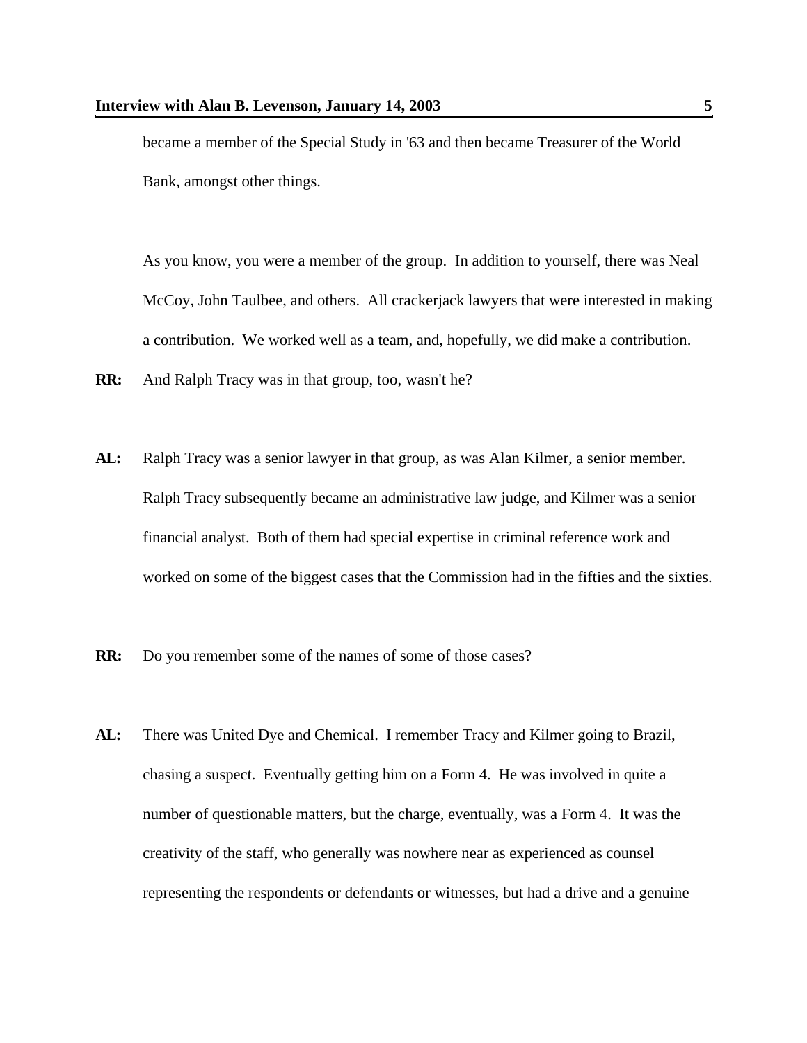became a member of the Special Study in '63 and then became Treasurer of the World Bank, amongst other things.

As you know, you were a member of the group. In addition to yourself, there was Neal McCoy, John Taulbee, and others. All crackerjack lawyers that were interested in making a contribution. We worked well as a team, and, hopefully, we did make a contribution.

**RR:** And Ralph Tracy was in that group, too, wasn't he?

**AL:** Ralph Tracy was a senior lawyer in that group, as was Alan Kilmer, a senior member. Ralph Tracy subsequently became an administrative law judge, and Kilmer was a senior financial analyst. Both of them had special expertise in criminal reference work and worked on some of the biggest cases that the Commission had in the fifties and the sixties.

**RR:** Do you remember some of the names of some of those cases?

**AL:** There was United Dye and Chemical. I remember Tracy and Kilmer going to Brazil, chasing a suspect. Eventually getting him on a Form 4. He was involved in quite a number of questionable matters, but the charge, eventually, was a Form 4. It was the creativity of the staff, who generally was nowhere near as experienced as counsel representing the respondents or defendants or witnesses, but had a drive and a genuine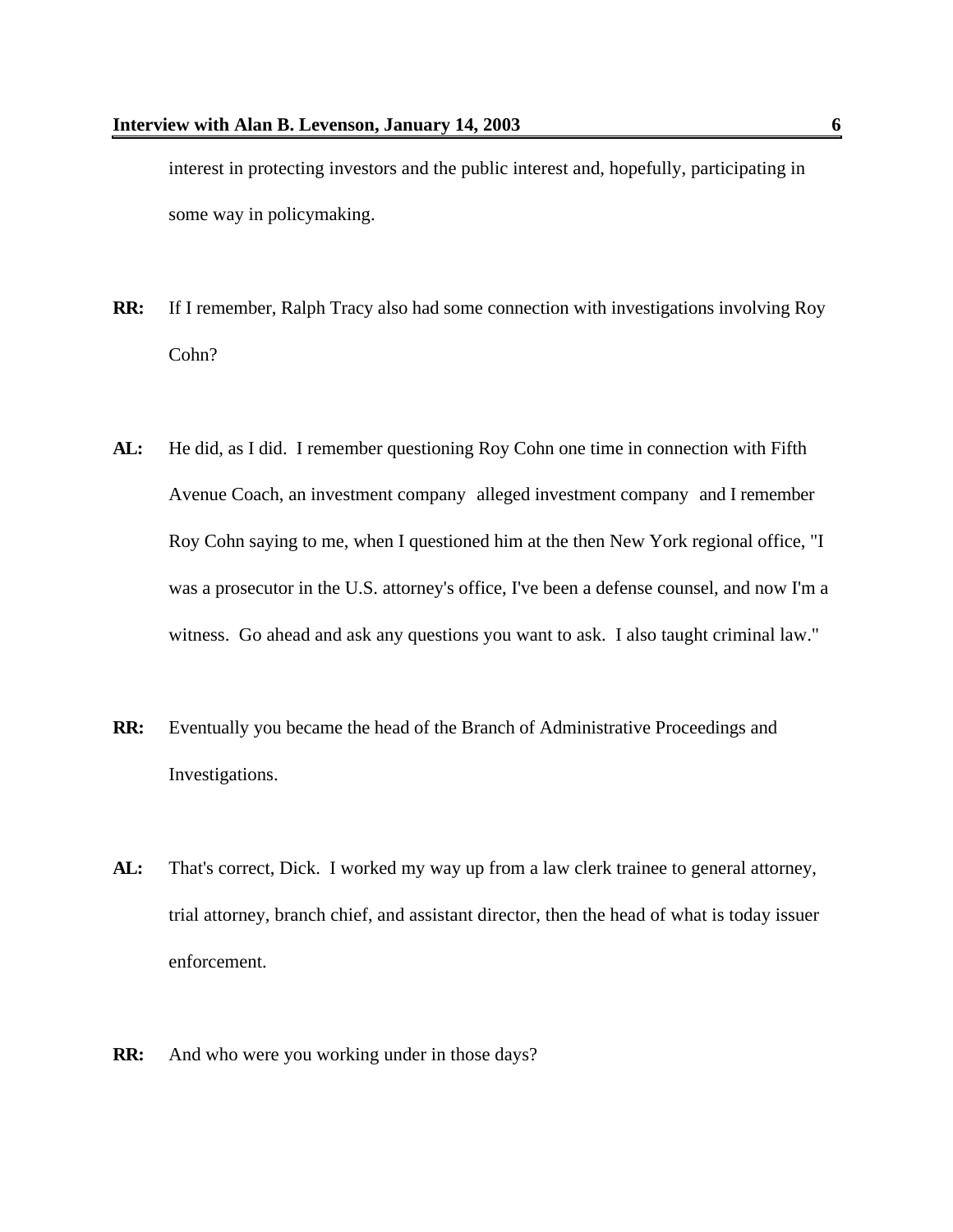interest in protecting investors and the public interest and, hopefully, participating in some way in policymaking.

**RR:** If I remember, Ralph Tracy also had some connection with investigations involving Roy Cohn?

**AL:** He did, as I did. I remember questioning Roy Cohn one time in connection with Fifth Avenue Coach, an investment company alleged investment company and I remember Roy Cohn saying to me, when I questioned him at the then New York regional office, "I was a prosecutor in the U.S. attorney's office, I've been a defense counsel, and now I'm a witness. Go ahead and ask any questions you want to ask. I also taught criminal law."

**RR:** Eventually you became the head of the Branch of Administrative Proceedings and Investigations.

**AL:** That's correct, Dick. I worked my way up from a law clerk trainee to general attorney, trial attorney, branch chief, and assistant director, then the head of what is today issuer enforcement.

**RR:** And who were you working under in those days?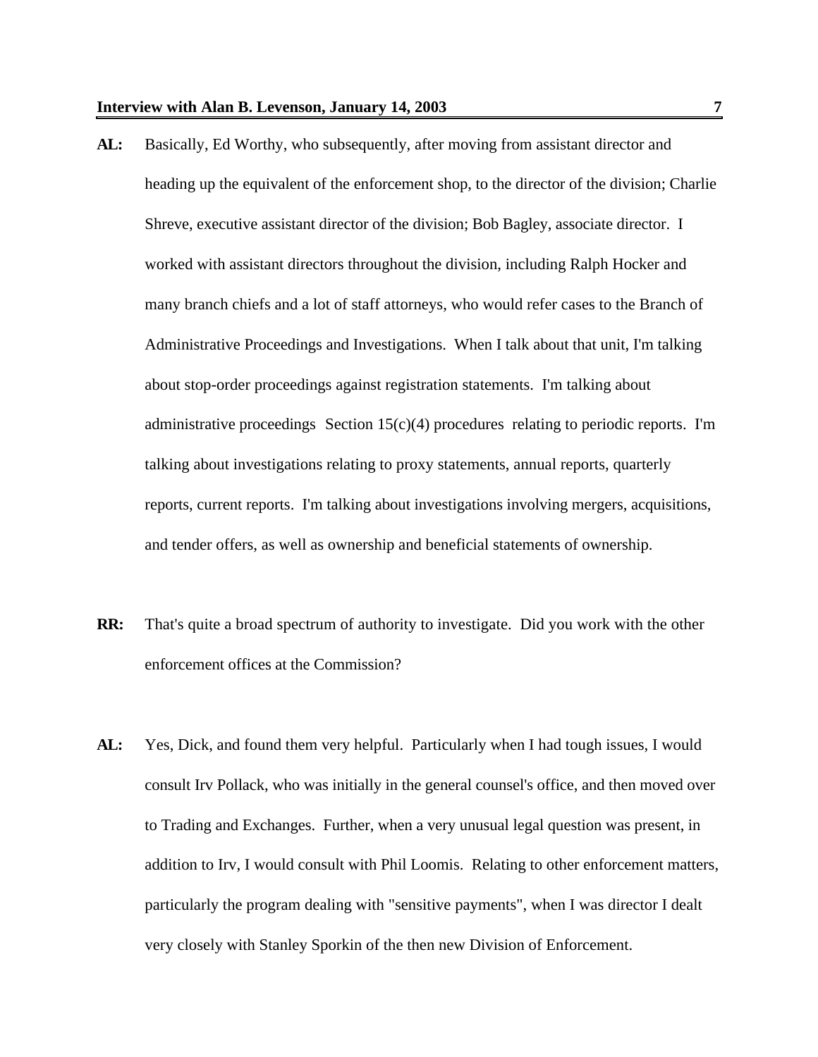**AL:** Basically, Ed Worthy, who subsequently, after moving from assistant director and heading up the equivalent of the enforcement shop, to the director of the division; Charlie Shreve, executive assistant director of the division; Bob Bagley, associate director. I worked with assistant directors throughout the division, including Ralph Hocker and many branch chiefs and a lot of staff attorneys, who would refer cases to the Branch of Administrative Proceedings and Investigations. When I talk about that unit, I'm talking about stop-order proceedings against registration statements. I'm talking about administrative proceedings Section 15(c)(4) procedures relating to periodic reports. I'm talking about investigations relating to proxy statements, annual reports, quarterly reports, current reports. I'm talking about investigations involving mergers, acquisitions, and tender offers, as well as ownership and beneficial statements of ownership.

**RR:** That's quite a broad spectrum of authority to investigate. Did you work with the other enforcement offices at the Commission?

**AL:** Yes, Dick, and found them very helpful. Particularly when I had tough issues, I would consult Irv Pollack, who was initially in the general counsel's office, and then moved over to Trading and Exchanges. Further, when a very unusual legal question was present, in addition to Irv, I would consult with Phil Loomis. Relating to other enforcement matters, particularly the program dealing with "sensitive payments", when I was director I dealt very closely with Stanley Sporkin of the then new Division of Enforcement.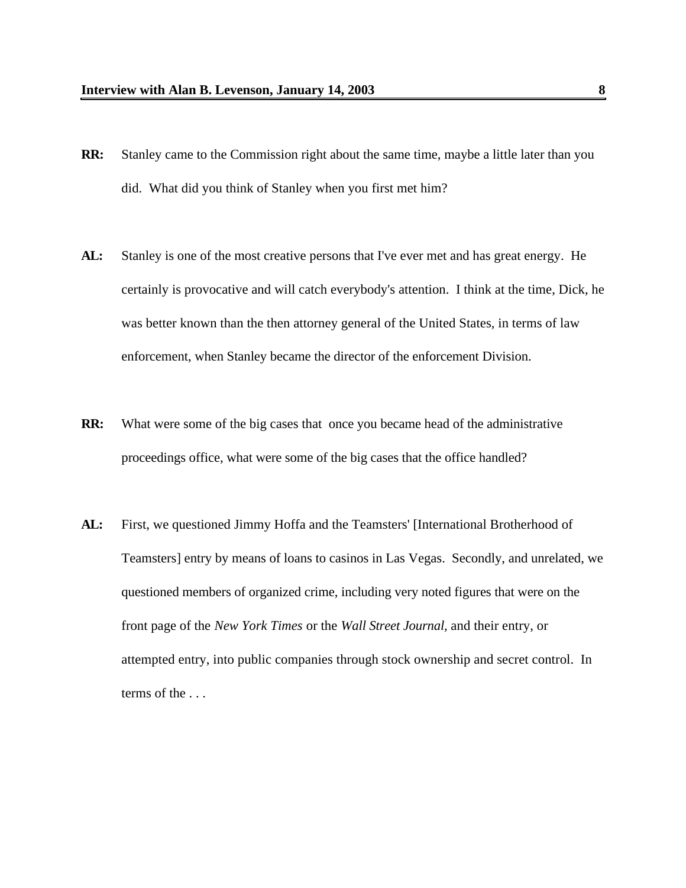**RR:** Stanley came to the Commission right about the same time, maybe a little later than you did. What did you think of Stanley when you first met him?

**AL:** Stanley is one of the most creative persons that I've ever met and has great energy. He certainly is provocative and will catch everybody's attention. I think at the time, Dick, he was better known than the then attorney general of the United States, in terms of law enforcement, when Stanley became the director of the enforcement Division.

**RR:** What were some of the big cases that once you became head of the administrative proceedings office, what were some of the big cases that the office handled?

**AL:** First, we questioned Jimmy Hoffa and the Teamsters' [International Brotherhood of Teamsters] entry by means of loans to casinos in Las Vegas. Secondly, and unrelated, we questioned members of organized crime, including very noted figures that were on the front page of the *New York Times* or the *Wall Street Journal*, and their entry, or attempted entry, into public companies through stock ownership and secret control. In terms of the . . .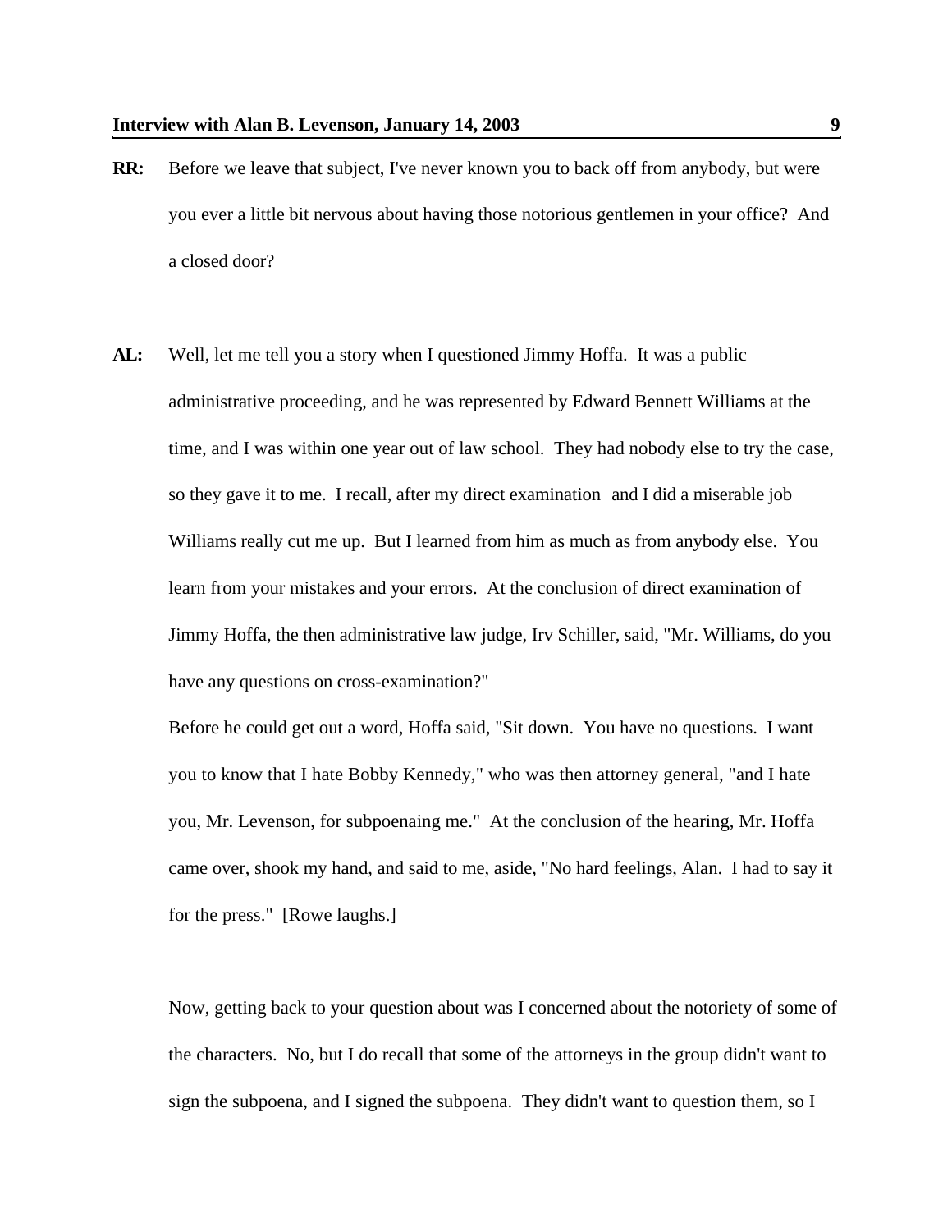**RR:** Before we leave that subject, I've never known you to back off from anybody, but were you ever a little bit nervous about having those notorious gentlemen in your office? And a closed door?

**AL:** Well, let me tell you a story when I questioned Jimmy Hoffa. It was a public administrative proceeding, and he was represented by Edward Bennett Williams at the time, and I was within one year out of law school. They had nobody else to try the case, so they gave it to me. I recall, after my direct examination and I did a miserable job Williams really cut me up. But I learned from him as much as from anybody else. You learn from your mistakes and your errors. At the conclusion of direct examination of Jimmy Hoffa, the then administrative law judge, Irv Schiller, said, "Mr. Williams, do you have any questions on cross-examination?"

Before he could get out a word, Hoffa said, "Sit down. You have no questions. I want you to know that I hate Bobby Kennedy," who was then attorney general, "and I hate you, Mr. Levenson, for subpoenaing me." At the conclusion of the hearing, Mr. Hoffa came over, shook my hand, and said to me, aside, "No hard feelings, Alan. I had to say it for the press." [Rowe laughs.]

Now, getting back to your question about was I concerned about the notoriety of some of the characters. No, but I do recall that some of the attorneys in the group didn't want to sign the subpoena, and I signed the subpoena. They didn't want to question them, so I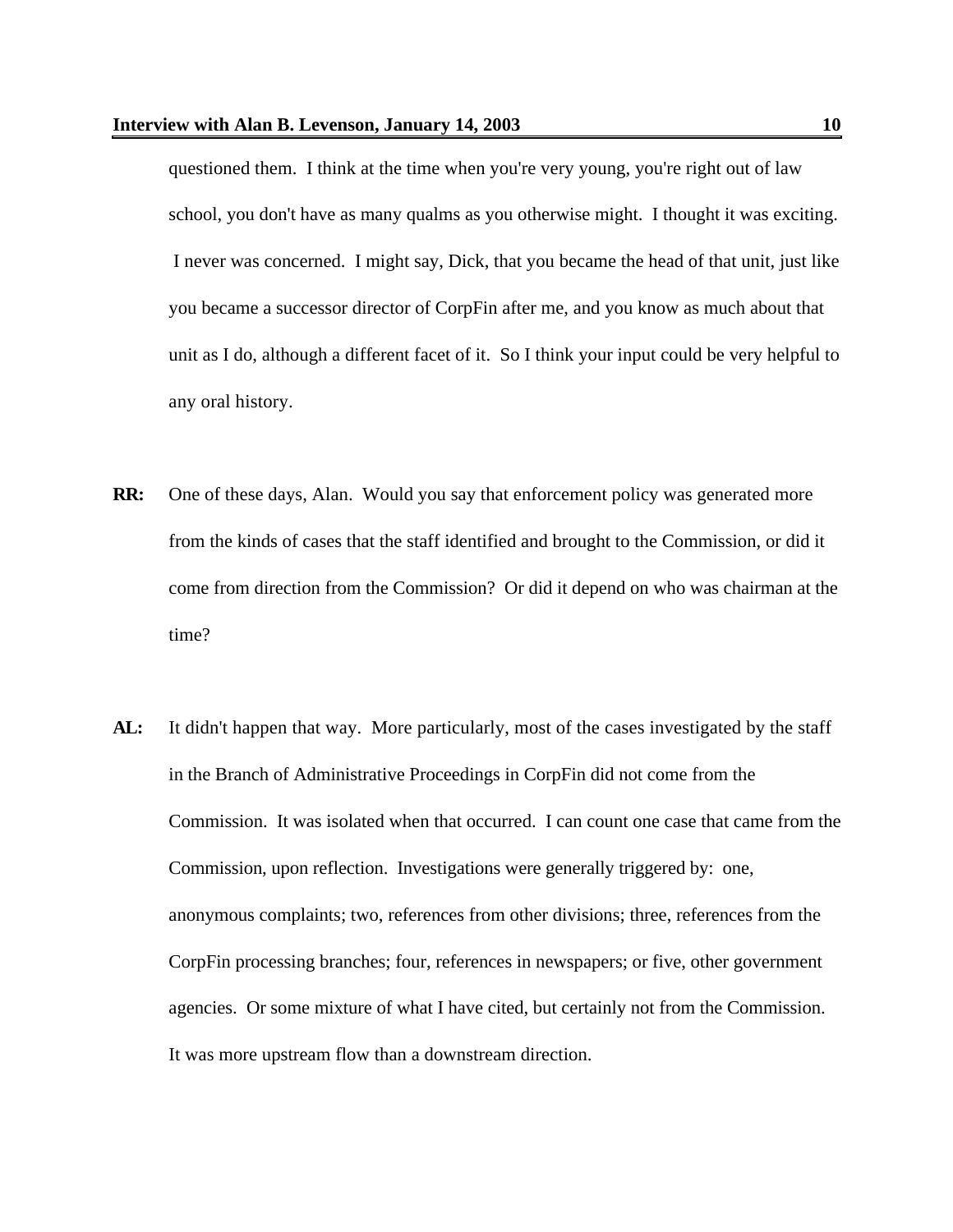questioned them. I think at the time when you're very young, you're right out of law school, you don't have as many qualms as you otherwise might. I thought it was exciting. I never was concerned. I might say, Dick, that you became the head of that unit, just like you became a successor director of CorpFin after me, and you know as much about that unit as I do, although a different facet of it. So I think your input could be very helpful to any oral history.

**RR:** One of these days, Alan. Would you say that enforcement policy was generated more from the kinds of cases that the staff identified and brought to the Commission, or did it come from direction from the Commission? Or did it depend on who was chairman at the time?

**AL:** It didn't happen that way. More particularly, most of the cases investigated by the staff in the Branch of Administrative Proceedings in CorpFin did not come from the Commission. It was isolated when that occurred. I can count one case that came from the Commission, upon reflection. Investigations were generally triggered by: one, anonymous complaints; two, references from other divisions; three, references from the CorpFin processing branches; four, references in newspapers; or five, other government agencies. Or some mixture of what I have cited, but certainly not from the Commission. It was more upstream flow than a downstream direction.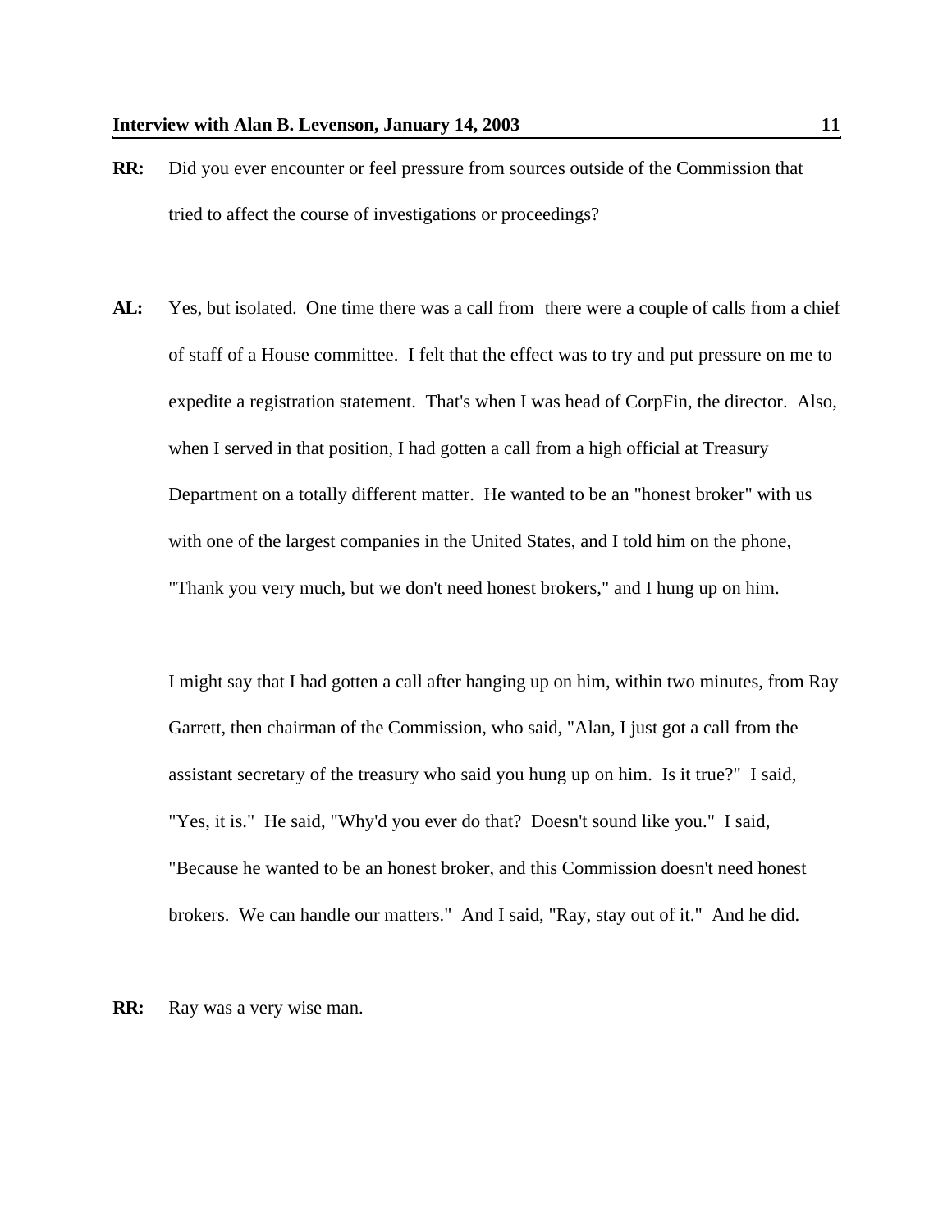**RR:** Did you ever encounter or feel pressure from sources outside of the Commission that tried to affect the course of investigations or proceedings?

**AL:** Yes, but isolated. One time there was a call from there were a couple of calls from a chief of staff of a House committee. I felt that the effect was to try and put pressure on me to expedite a registration statement. That's when I was head of CorpFin, the director. Also, when I served in that position, I had gotten a call from a high official at Treasury Department on a totally different matter. He wanted to be an "honest broker" with us with one of the largest companies in the United States, and I told him on the phone, "Thank you very much, but we don't need honest brokers," and I hung up on him.

I might say that I had gotten a call after hanging up on him, within two minutes, from Ray Garrett, then chairman of the Commission, who said, "Alan, I just got a call from the assistant secretary of the treasury who said you hung up on him. Is it true?" I said, "Yes, it is." He said, "Why'd you ever do that? Doesn't sound like you." I said, "Because he wanted to be an honest broker, and this Commission doesn't need honest brokers. We can handle our matters." And I said, "Ray, stay out of it." And he did.

**RR:** Ray was a very wise man.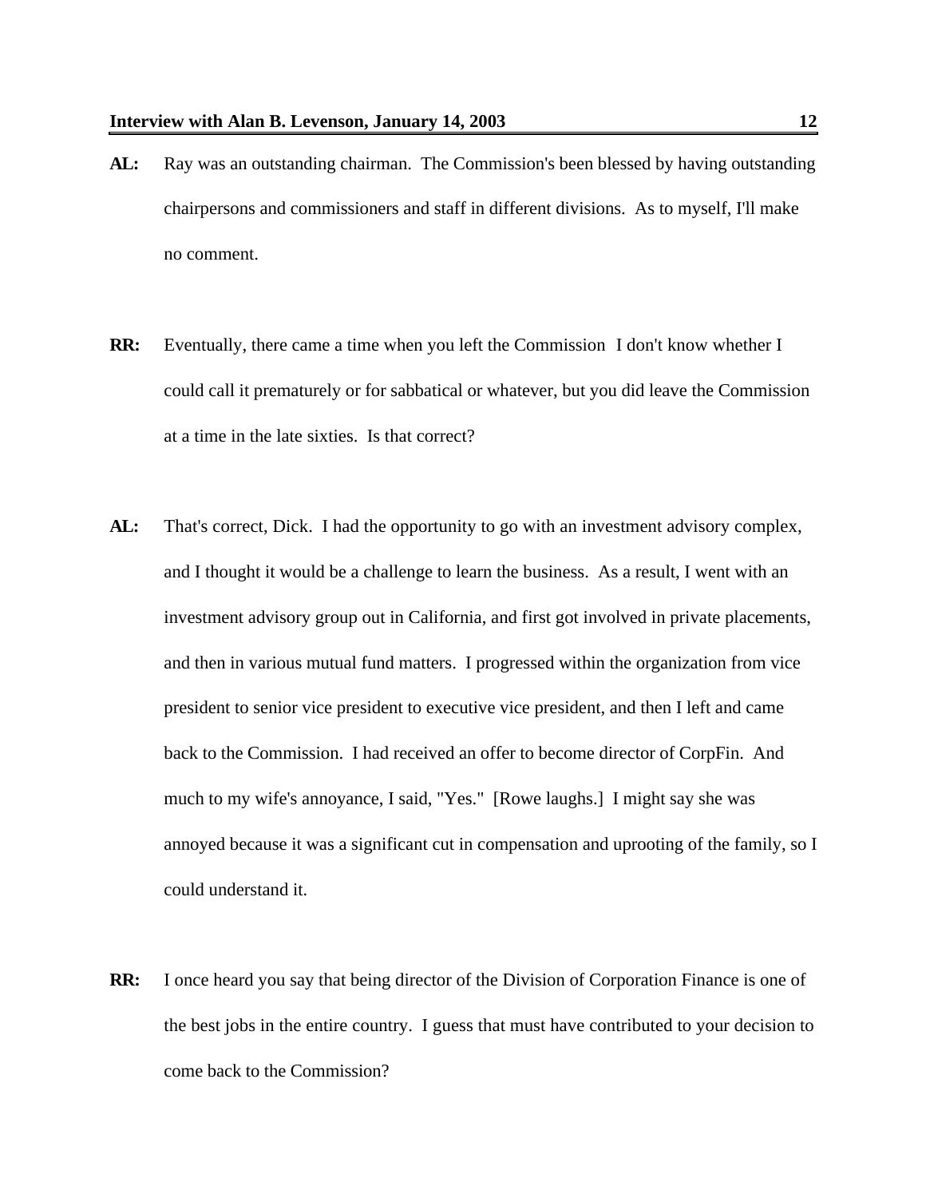**AL:** Ray was an outstanding chairman. The Commission's been blessed by having outstanding chairpersons and commissioners and staff in different divisions. As to myself, I'll make no comment.

**RR:** Eventually, there came a time when you left the Commission I don't know whether I could call it prematurely or for sabbatical or whatever, but you did leave the Commission at a time in the late sixties. Is that correct?

**AL:** That's correct, Dick. I had the opportunity to go with an investment advisory complex, and I thought it would be a challenge to learn the business. As a result, I went with an investment advisory group out in California, and first got involved in private placements, and then in various mutual fund matters. I progressed within the organization from vice president to senior vice president to executive vice president, and then I left and came back to the Commission. I had received an offer to become director of CorpFin. And much to my wife's annoyance, I said, "Yes." [Rowe laughs.] I might say she was annoyed because it was a significant cut in compensation and uprooting of the family, so I could understand it.

**RR:** I once heard you say that being director of the Division of Corporation Finance is one of the best jobs in the entire country. I guess that must have contributed to your decision to come back to the Commission?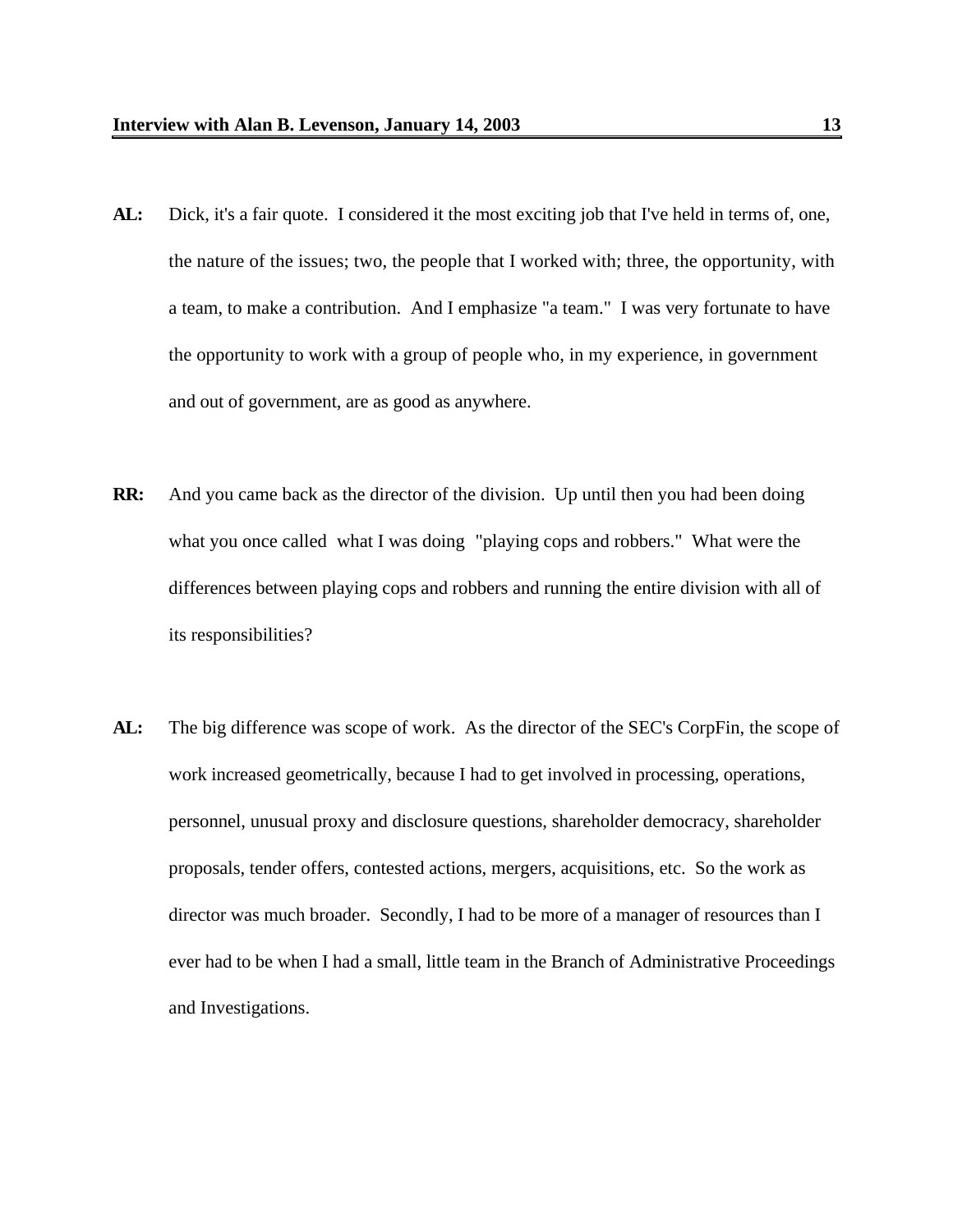**AL:** Dick, it's a fair quote. I considered it the most exciting job that I've held in terms of, one, the nature of the issues; two, the people that I worked with; three, the opportunity, with a team, to make a contribution. And I emphasize "a team." I was very fortunate to have the opportunity to work with a group of people who, in my experience, in government and out of government, are as good as anywhere.

**RR:** And you came back as the director of the division. Up until then you had been doing what you once called what I was doing "playing cops and robbers." What were the differences between playing cops and robbers and running the entire division with all of its responsibilities?

**AL:** The big difference was scope of work. As the director of the SEC's CorpFin, the scope of work increased geometrically, because I had to get involved in processing, operations, personnel, unusual proxy and disclosure questions, shareholder democracy, shareholder proposals, tender offers, contested actions, mergers, acquisitions, etc. So the work as director was much broader. Secondly, I had to be more of a manager of resources than I ever had to be when I had a small, little team in the Branch of Administrative Proceedings and Investigations.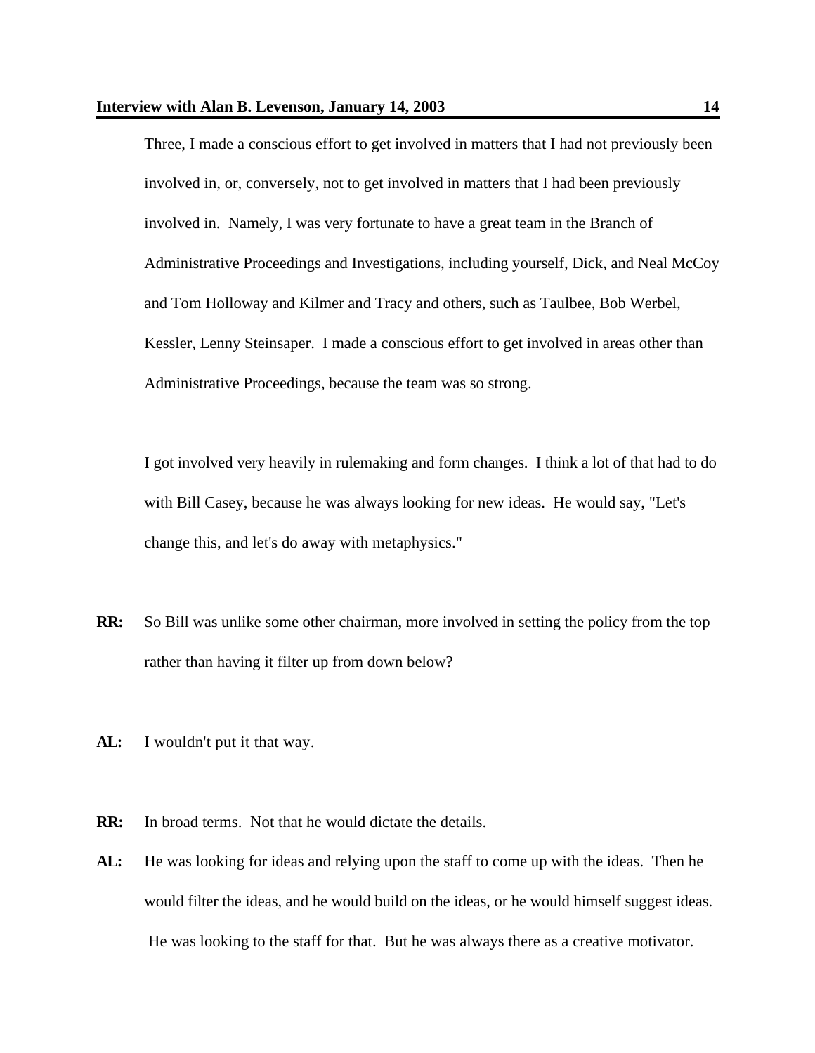Three, I made a conscious effort to get involved in matters that I had not previously been involved in, or, conversely, not to get involved in matters that I had been previously involved in. Namely, I was very fortunate to have a great team in the Branch of Administrative Proceedings and Investigations, including yourself, Dick, and Neal McCoy and Tom Holloway and Kilmer and Tracy and others, such as Taulbee, Bob Werbel, Kessler, Lenny Steinsaper. I made a conscious effort to get involved in areas other than Administrative Proceedings, because the team was so strong.

I got involved very heavily in rulemaking and form changes. I think a lot of that had to do with Bill Casey, because he was always looking for new ideas. He would say, "Let's change this, and let's do away with metaphysics."

**RR:** So Bill was unlike some other chairman, more involved in setting the policy from the top rather than having it filter up from down below?

**AL:** I wouldn't put it that way.

**RR:** In broad terms. Not that he would dictate the details.

**AL:** He was looking for ideas and relying upon the staff to come up with the ideas. Then he would filter the ideas, and he would build on the ideas, or he would himself suggest ideas. He was looking to the staff for that. But he was always there as a creative motivator.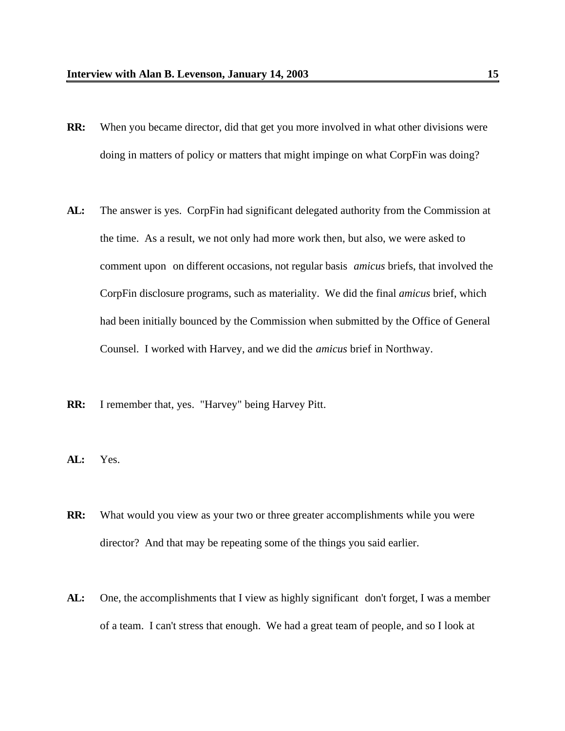**RR:** When you became director, did that get you more involved in what other divisions were doing in matters of policy or matters that might impinge on what CorpFin was doing?

**AL:** The answer is yes. CorpFin had significant delegated authority from the Commission at the time. As a result, we not only had more work then, but also, we were asked to comment upon on different occasions, not regular basis *amicus* briefs, that involved the CorpFin disclosure programs, such as materiality. We did the final *amicus* brief, which had been initially bounced by the Commission when submitted by the Office of General Counsel. I worked with Harvey, and we did the *amicus* brief in Northway.

**RR:** I remember that, yes. "Harvey" being Harvey Pitt.

**AL:** Yes.

**RR:** What would you view as your two or three greater accomplishments while you were director? And that may be repeating some of the things you said earlier.

**AL:** One, the accomplishments that I view as highly significant don't forget, I was a member of a team. I can't stress that enough. We had a great team of people, and so I look at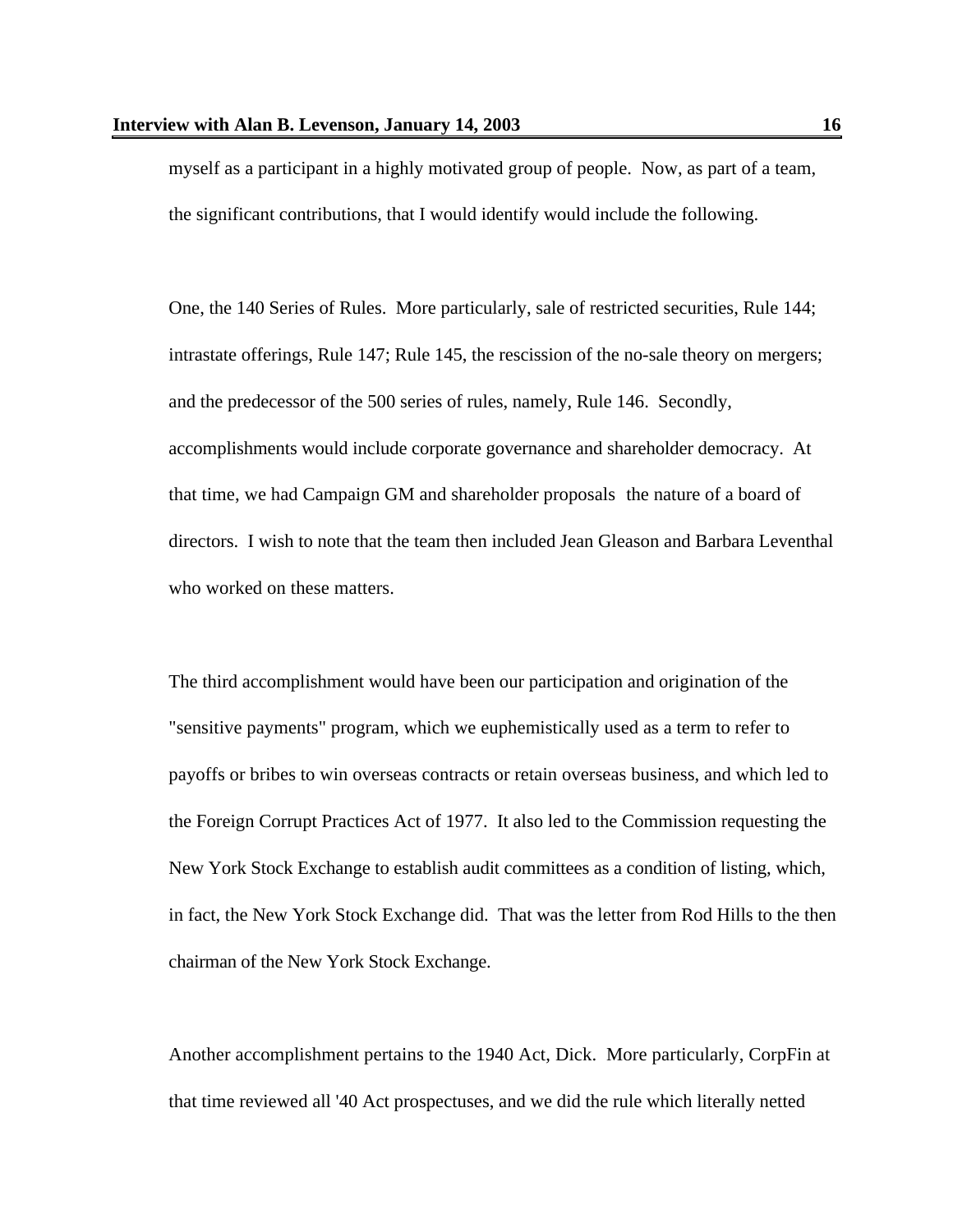myself as a participant in a highly motivated group of people. Now, as part of a team, the significant contributions, that I would identify would include the following.

One, the 140 Series of Rules. More particularly, sale of restricted securities, Rule 144; intrastate offerings, Rule 147; Rule 145, the rescission of the no-sale theory on mergers; and the predecessor of the 500 series of rules, namely, Rule 146. Secondly, accomplishments would include corporate governance and shareholder democracy. At that time, we had Campaign GM and shareholder proposals the nature of a board of directors. I wish to note that the team then included Jean Gleason and Barbara Leventhal who worked on these matters.

The third accomplishment would have been our participation and origination of the "sensitive payments" program, which we euphemistically used as a term to refer to payoffs or bribes to win overseas contracts or retain overseas business, and which led to the Foreign Corrupt Practices Act of 1977. It also led to the Commission requesting the New York Stock Exchange to establish audit committees as a condition of listing, which, in fact, the New York Stock Exchange did. That was the letter from Rod Hills to the then chairman of the New York Stock Exchange.

Another accomplishment pertains to the 1940 Act, Dick. More particularly, CorpFin at that time reviewed all '40 Act prospectuses, and we did the rule which literally netted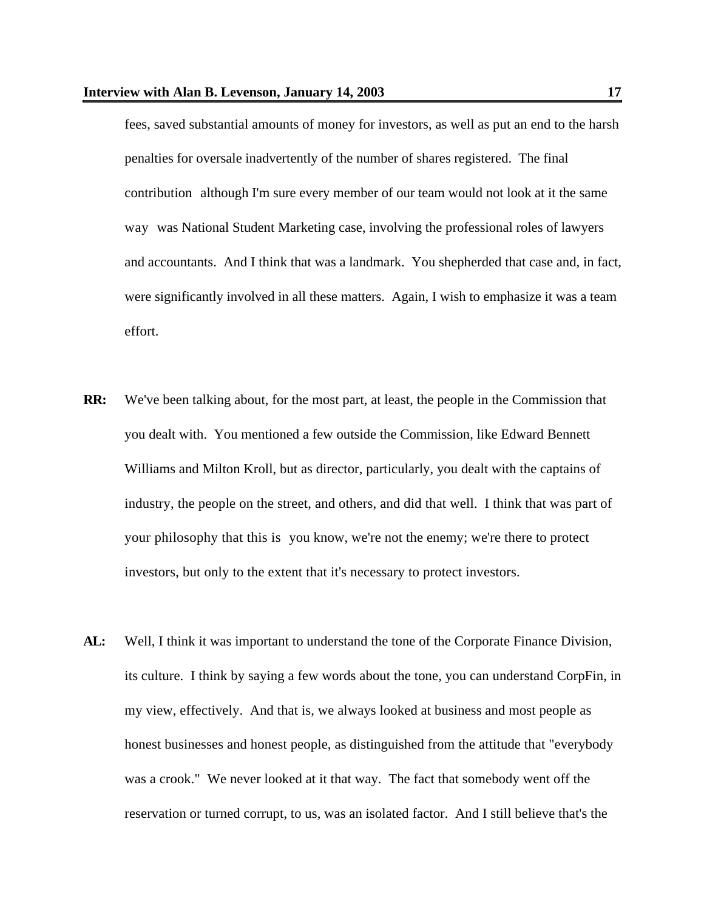fees, saved substantial amounts of money for investors, as well as put an end to the harsh penalties for oversale inadvertently of the number of shares registered. The final contribution although I'm sure every member of our team would not look at it the same way was National Student Marketing case, involving the professional roles of lawyers and accountants. And I think that was a landmark. You shepherded that case and, in fact, were significantly involved in all these matters. Again, I wish to emphasize it was a team effort.

**RR:** We've been talking about, for the most part, at least, the people in the Commission that you dealt with. You mentioned a few outside the Commission, like Edward Bennett Williams and Milton Kroll, but as director, particularly, you dealt with the captains of industry, the people on the street, and others, and did that well. I think that was part of your philosophy that this is you know, we're not the enemy; we're there to protect investors, but only to the extent that it's necessary to protect investors.

**AL:** Well, I think it was important to understand the tone of the Corporate Finance Division, its culture. I think by saying a few words about the tone, you can understand CorpFin, in my view, effectively. And that is, we always looked at business and most people as honest businesses and honest people, as distinguished from the attitude that "everybody was a crook." We never looked at it that way. The fact that somebody went off the reservation or turned corrupt, to us, was an isolated factor. And I still believe that's the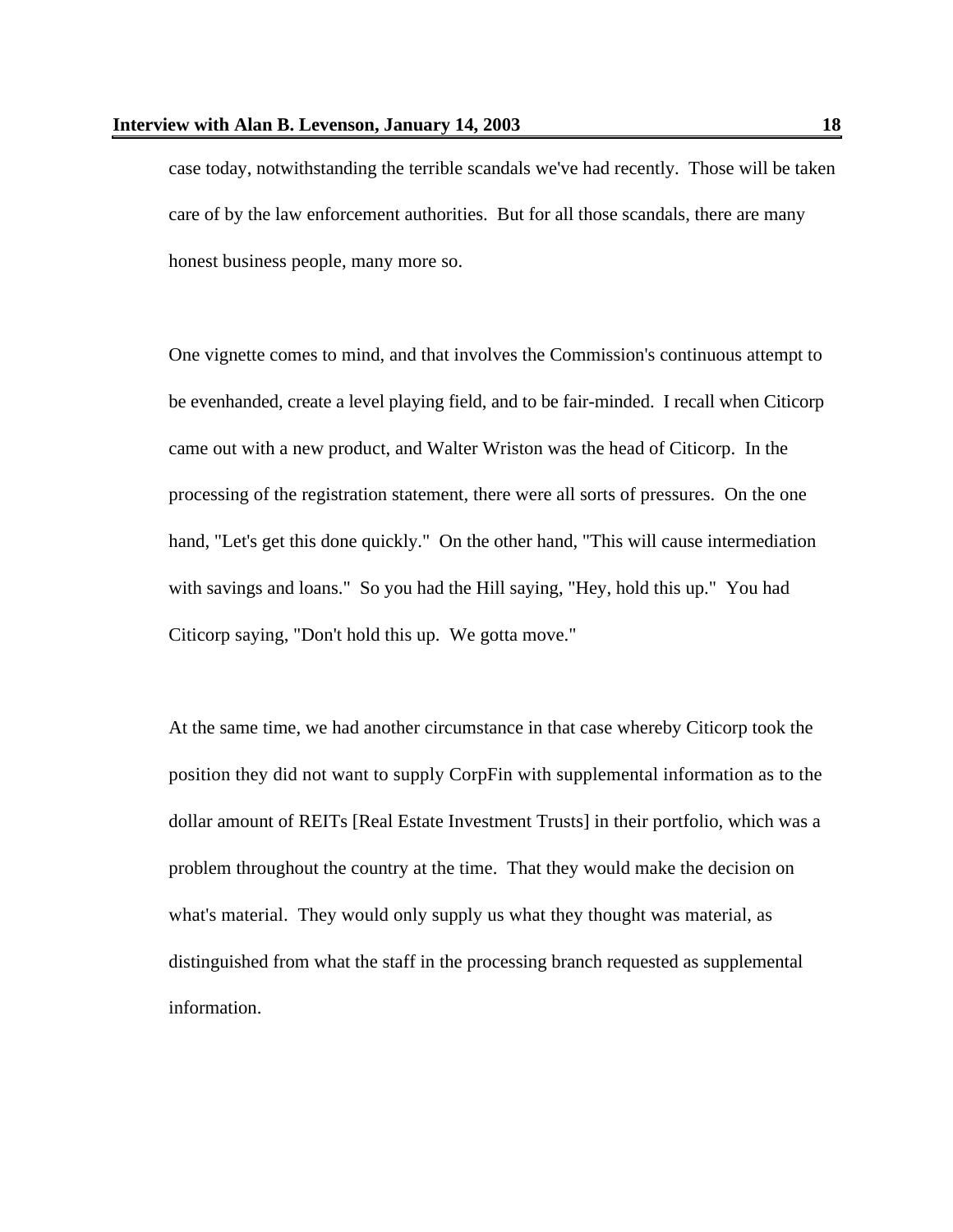case today, notwithstanding the terrible scandals we've had recently. Those will be taken care of by the law enforcement authorities. But for all those scandals, there are many honest business people, many more so.

One vignette comes to mind, and that involves the Commission's continuous attempt to be evenhanded, create a level playing field, and to be fair-minded. I recall when Citicorp came out with a new product, and Walter Wriston was the head of Citicorp. In the processing of the registration statement, there were all sorts of pressures. On the one hand, "Let's get this done quickly." On the other hand, "This will cause intermediation with savings and loans." So you had the Hill saying, "Hey, hold this up." You had Citicorp saying, "Don't hold this up. We gotta move."

At the same time, we had another circumstance in that case whereby Citicorp took the position they did not want to supply CorpFin with supplemental information as to the dollar amount of REITs [Real Estate Investment Trusts] in their portfolio, which was a problem throughout the country at the time. That they would make the decision on what's material. They would only supply us what they thought was material, as distinguished from what the staff in the processing branch requested as supplemental information.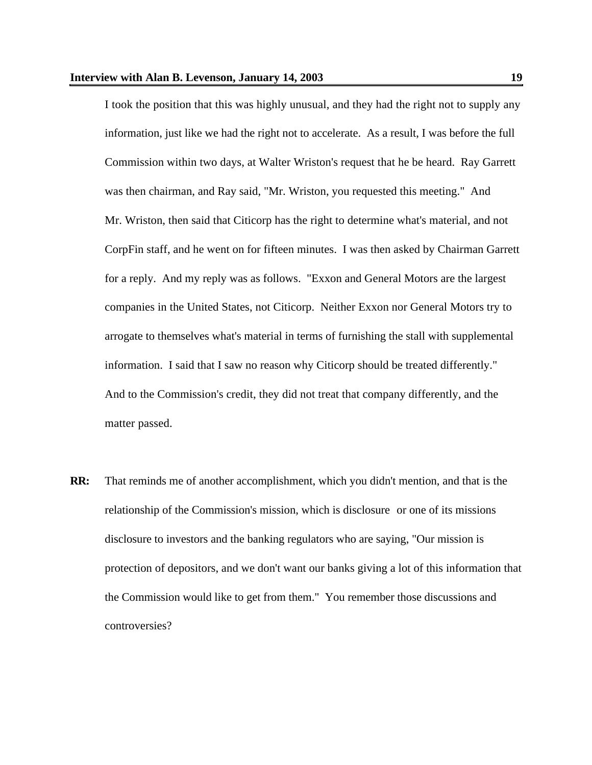I took the position that this was highly unusual, and they had the right not to supply any information, just like we had the right not to accelerate. As a result, I was before the full Commission within two days, at Walter Wriston's request that he be heard. Ray Garrett was then chairman, and Ray said, "Mr. Wriston, you requested this meeting." And Mr. Wriston, then said that Citicorp has the right to determine what's material, and not CorpFin staff, and he went on for fifteen minutes. I was then asked by Chairman Garrett for a reply. And my reply was as follows. "Exxon and General Motors are the largest companies in the United States, not Citicorp. Neither Exxon nor General Motors try to arrogate to themselves what's material in terms of furnishing the stall with supplemental information. I said that I saw no reason why Citicorp should be treated differently." And to the Commission's credit, they did not treat that company differently, and the matter passed.

**RR:** That reminds me of another accomplishment, which you didn't mention, and that is the relationship of the Commission's mission, which is disclosure or one of its missions disclosure to investors and the banking regulators who are saying, "Our mission is protection of depositors, and we don't want our banks giving a lot of this information that the Commission would like to get from them." You remember those discussions and controversies?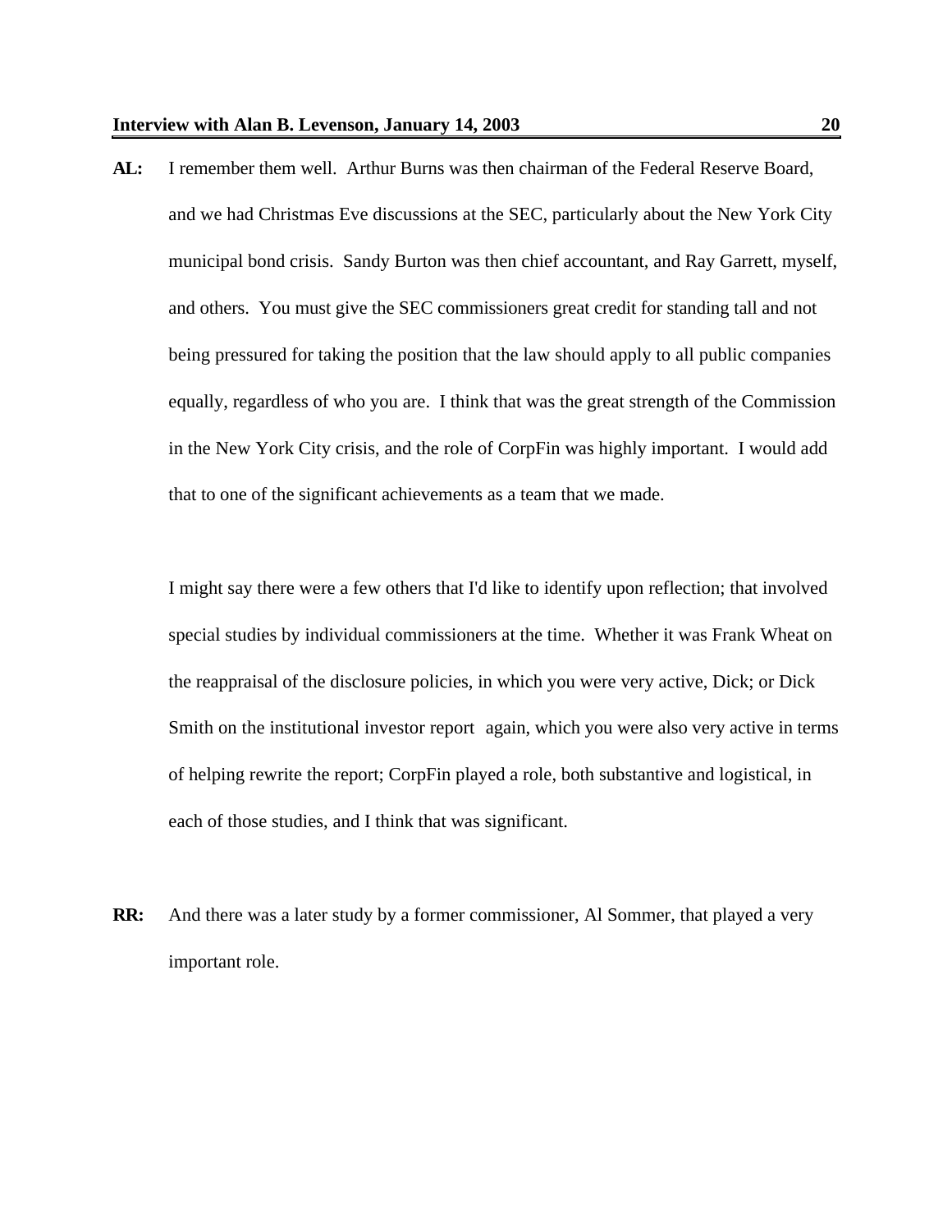**AL:** I remember them well. Arthur Burns was then chairman of the Federal Reserve Board, and we had Christmas Eve discussions at the SEC, particularly about the New York City municipal bond crisis. Sandy Burton was then chief accountant, and Ray Garrett, myself, and others. You must give the SEC commissioners great credit for standing tall and not being pressured for taking the position that the law should apply to all public companies equally, regardless of who you are. I think that was the great strength of the Commission in the New York City crisis, and the role of CorpFin was highly important. I would add that to one of the significant achievements as a team that we made.

I might say there were a few others that I'd like to identify upon reflection; that involved special studies by individual commissioners at the time. Whether it was Frank Wheat on the reappraisal of the disclosure policies, in which you were very active, Dick; or Dick Smith on the institutional investor report again, which you were also very active in terms of helping rewrite the report; CorpFin played a role, both substantive and logistical, in each of those studies, and I think that was significant.

**RR:** And there was a later study by a former commissioner, Al Sommer, that played a very important role.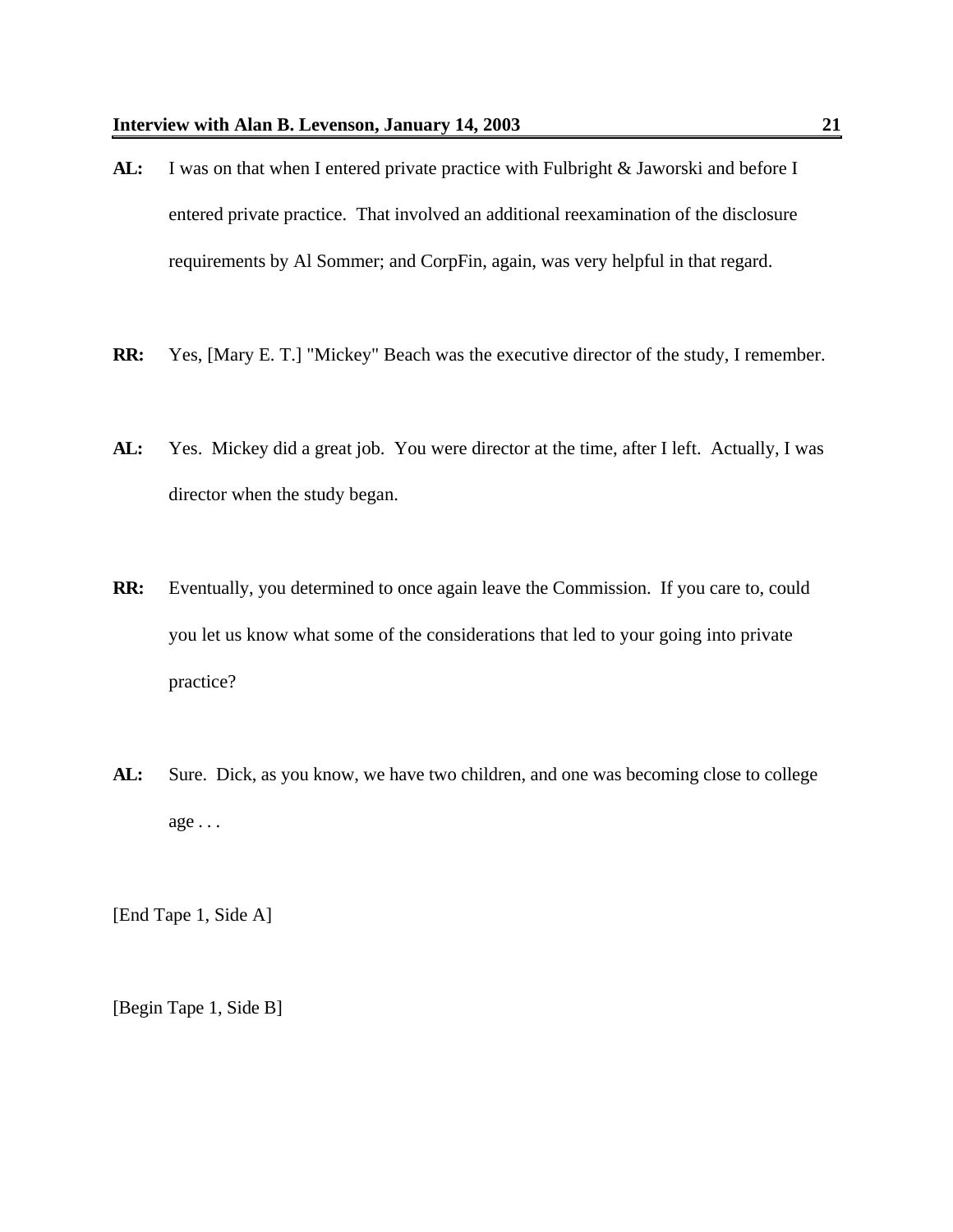**AL:** I was on that when I entered private practice with Fulbright & Jaworski and before I entered private practice. That involved an additional reexamination of the disclosure requirements by Al Sommer; and CorpFin, again, was very helpful in that regard.

**RR:** Yes, [Mary E. T.] "Mickey" Beach was the executive director of the study, I remember.

**AL:** Yes. Mickey did a great job. You were director at the time, after I left. Actually, I was director when the study began.

**RR:** Eventually, you determined to once again leave the Commission. If you care to, could you let us know what some of the considerations that led to your going into private practice?

**AL:** Sure. Dick, as you know, we have two children, and one was becoming close to college age . . .

[End Tape 1, Side A]

[Begin Tape 1, Side B]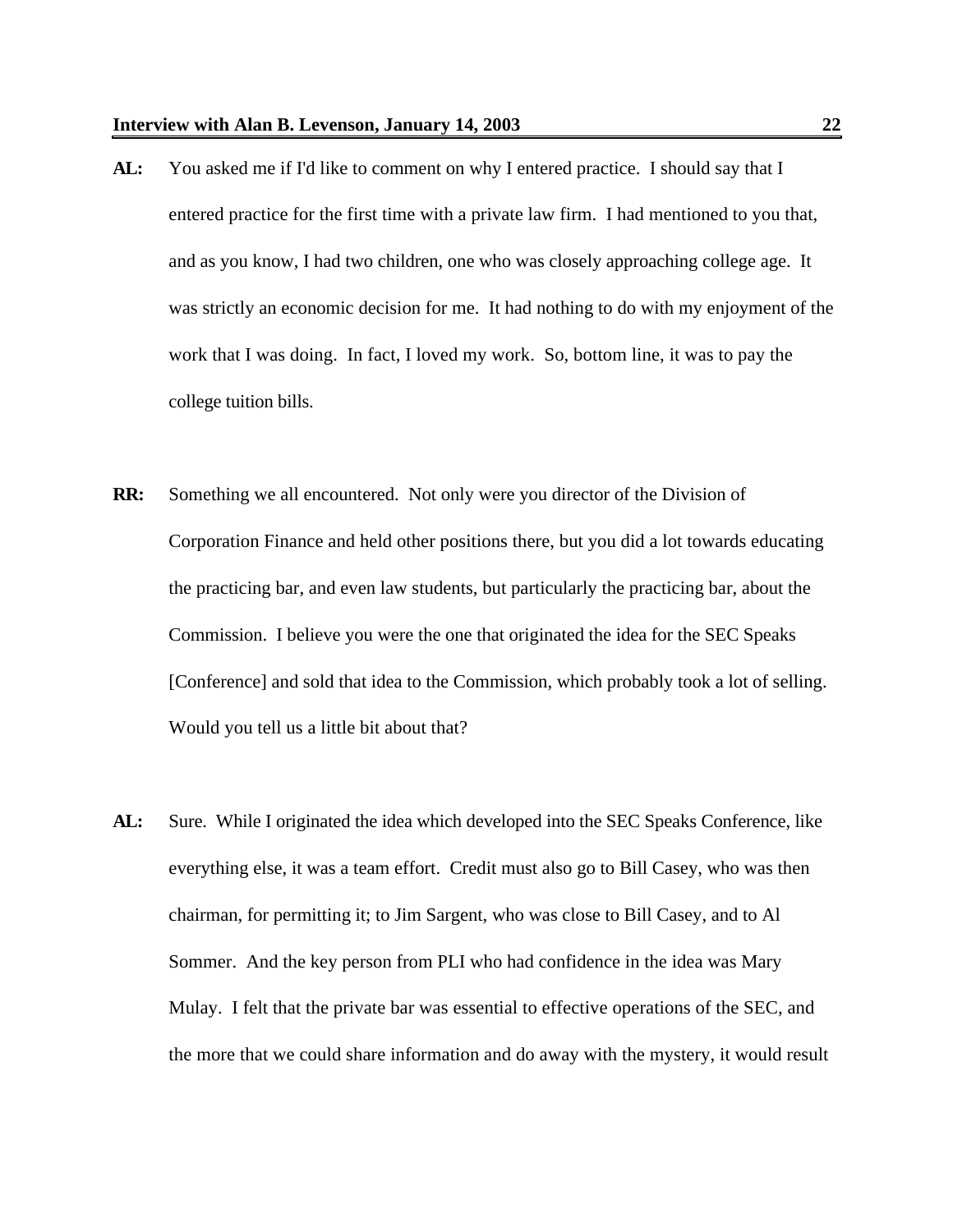**AL:** You asked me if I'd like to comment on why I entered practice. I should say that I entered practice for the first time with a private law firm. I had mentioned to you that, and as you know, I had two children, one who was closely approaching college age. It was strictly an economic decision for me. It had nothing to do with my enjoyment of the work that I was doing. In fact, I loved my work. So, bottom line, it was to pay the college tuition bills.

**RR:** Something we all encountered. Not only were you director of the Division of Corporation Finance and held other positions there, but you did a lot towards educating the practicing bar, and even law students, but particularly the practicing bar, about the Commission. I believe you were the one that originated the idea for the SEC Speaks [Conference] and sold that idea to the Commission, which probably took a lot of selling. Would you tell us a little bit about that?

**AL:** Sure. While I originated the idea which developed into the SEC Speaks Conference, like everything else, it was a team effort. Credit must also go to Bill Casey, who was then chairman, for permitting it; to Jim Sargent, who was close to Bill Casey, and to Al Sommer. And the key person from PLI who had confidence in the idea was Mary Mulay. I felt that the private bar was essential to effective operations of the SEC, and the more that we could share information and do away with the mystery, it would result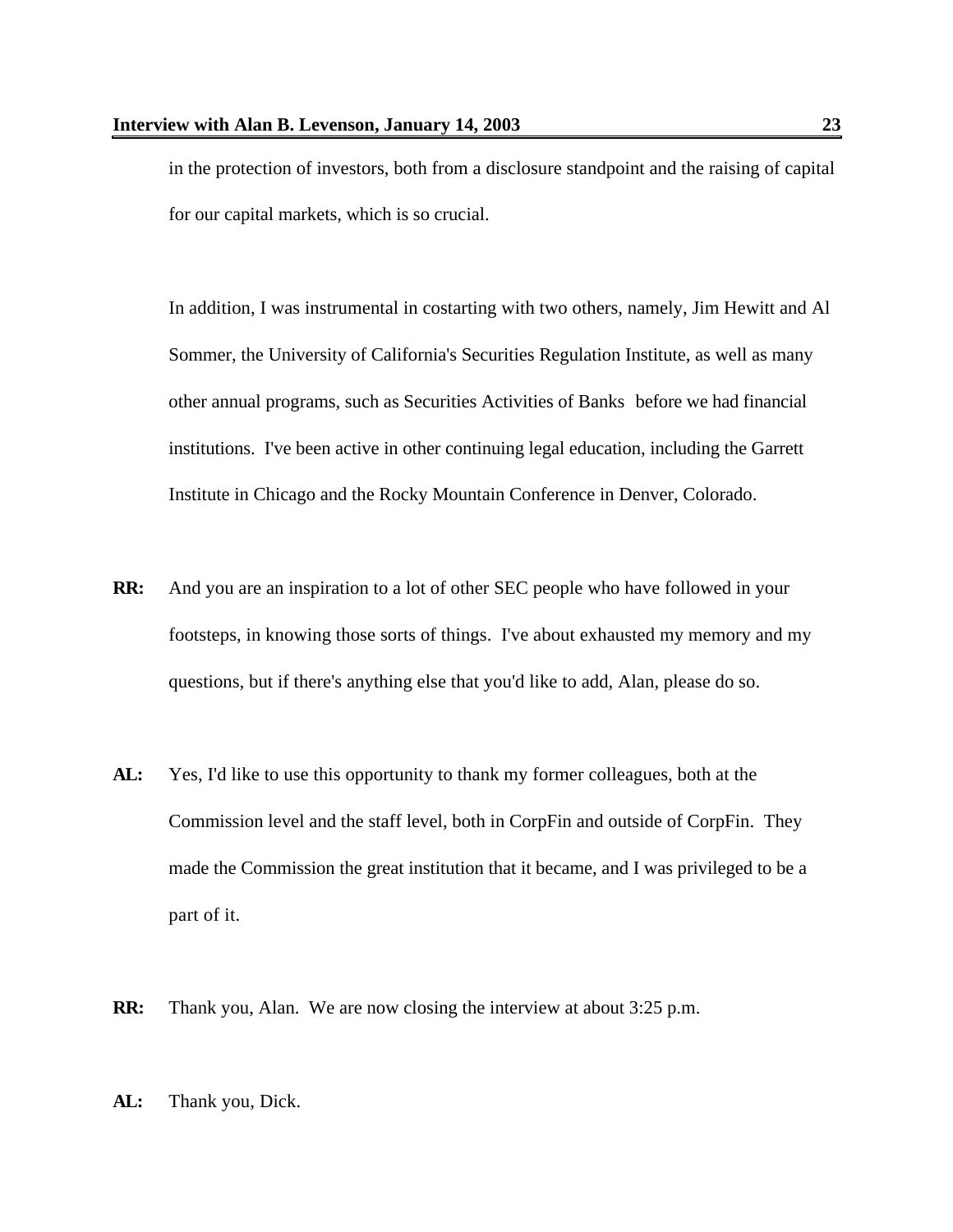in the protection of investors, both from a disclosure standpoint and the raising of capital for our capital markets, which is so crucial.

In addition, I was instrumental in costarting with two others, namely, Jim Hewitt and Al Sommer, the University of California's Securities Regulation Institute, as well as many other annual programs, such as Securities Activities of Banks before we had financial institutions. I've been active in other continuing legal education, including the Garrett Institute in Chicago and the Rocky Mountain Conference in Denver, Colorado.

**RR:** And you are an inspiration to a lot of other SEC people who have followed in your footsteps, in knowing those sorts of things. I've about exhausted my memory and my questions, but if there's anything else that you'd like to add, Alan, please do so.

**AL:** Yes, I'd like to use this opportunity to thank my former colleagues, both at the Commission level and the staff level, both in CorpFin and outside of CorpFin. They made the Commission the great institution that it became, and I was privileged to be a part of it.

**RR:** Thank you, Alan. We are now closing the interview at about 3:25 p.m.

**AL:** Thank you, Dick.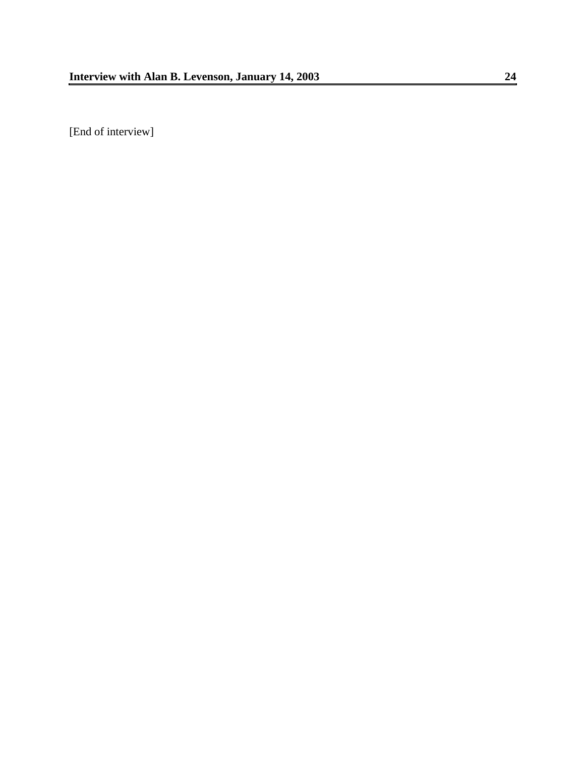[End of interview]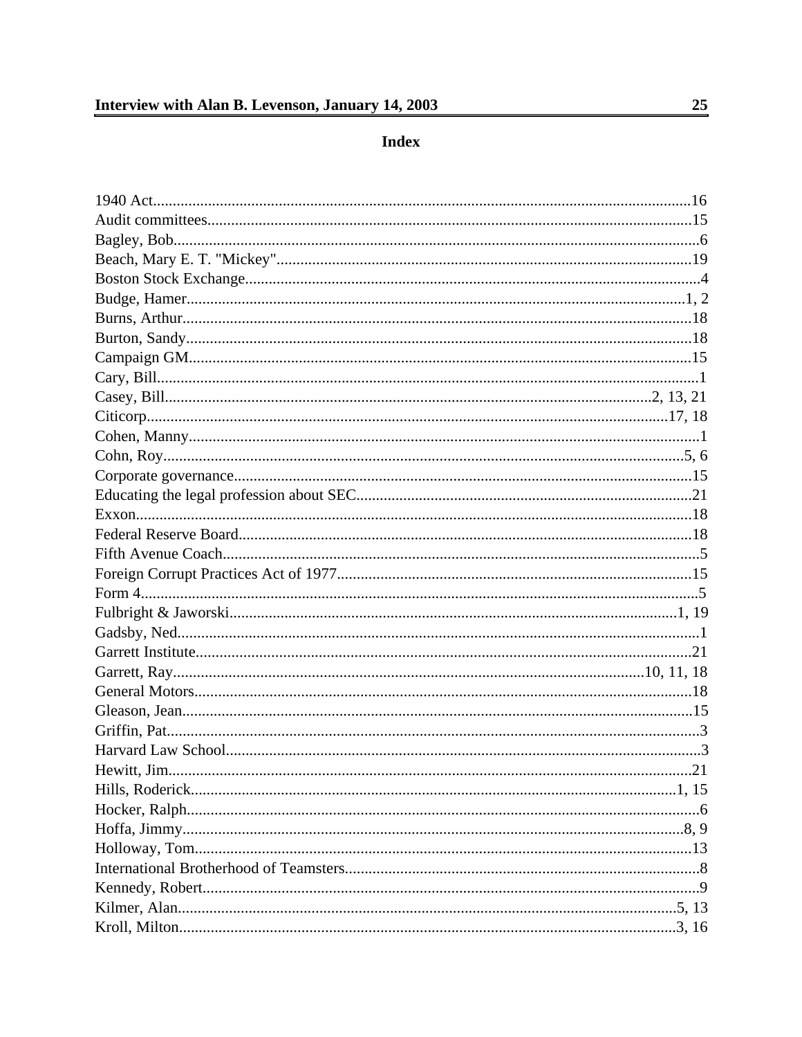# Index

1940 Act........................................................................................................................16
Audit committees..........................................................................................................15
Bagley, Bob....................................................................................................................6
Beach, Mary E. T. "Mickey".........................................................................................19
Boston Stock Exchange..................................................................................................4
Budge, Hamer..............................................................................................................1, 2
Burns, Arthur.................................................................................................................18
Burton, Sandy................................................................................................................18
Campaign GM...............................................................................................................15
Cary, Bill.........................................................................................................................1
Casey, Bill.......................................................................................................2, 13, 21
Citicorp.....................................................................................................................17, 18
Cohen, Manny.................................................................................................................1
Cohn, Roy...................................................................................................................5, 6
Corporate governance....................................................................................................15
Educating the legal profession about SEC.....................................................................21
Exxon.............................................................................................................................18
Federal Reserve Board...................................................................................................18
Fifth Avenue Coach.........................................................................................................5
Foreign Corrupt Practices Act of 1977..........................................................................15
Form 4.............................................................................................................................5
Fulbright & Jaworski..................................................................................................1, 19
Gadsby, Ned....................................................................................................................1
Garrett Institute..............................................................................................................21
Garrett, Ray.....................................................................................................10, 11, 18
General Motors..............................................................................................................18
Gleason, Jean.................................................................................................................15
Griffin, Pat.......................................................................................................................3
Harvard Law School........................................................................................................3
Hewitt, Jim.....................................................................................................................21
Hills, Roderick.............................................................................................................1, 15
Hocker, Ralph..................................................................................................................6
Hoffa, Jimmy................................................................................................................8, 9
Holloway, Tom...............................................................................................................13
International Brotherhood of Teamsters..........................................................................8
Kennedy, Robert...............................................................................................................9
Kilmer, Alan................................................................................................................5, 13
Kroll, Milton................................................................................................................3, 16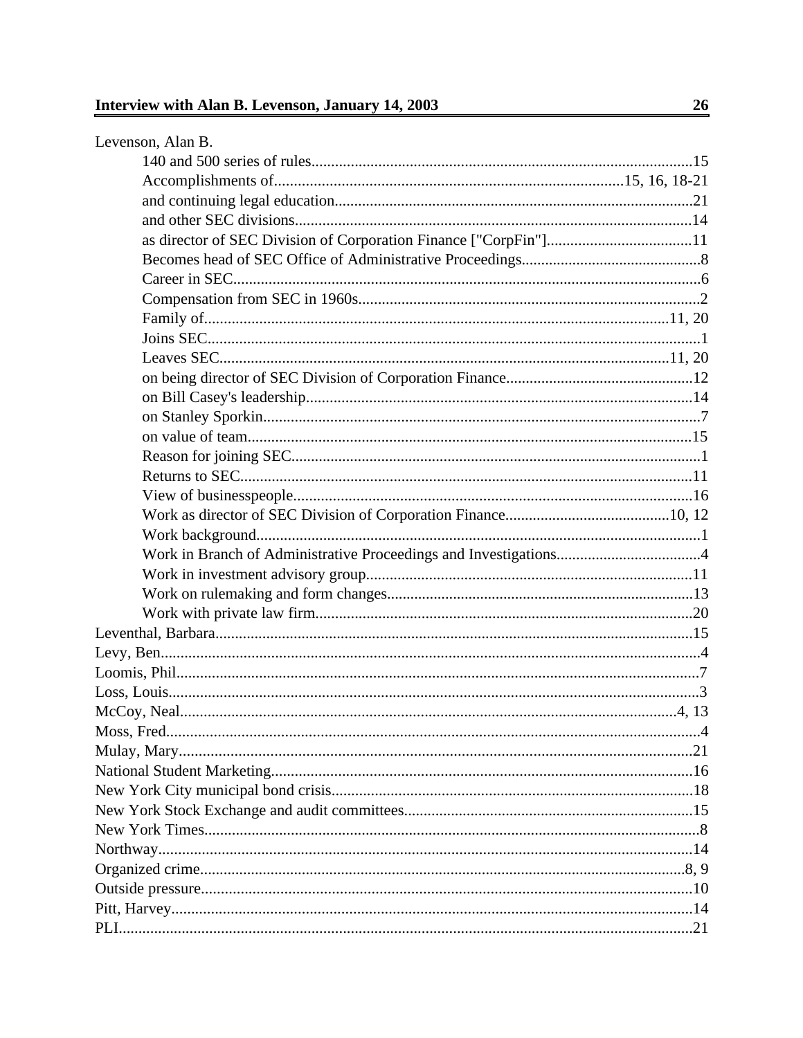Levenson, Alan B.

- 140 and 500 series of rules................................................................15
- Accomplishments of.......................................................15, 16, 18-21
- and continuing legal education..........................................................21
- and other SEC divisions....................................................................14
- as director of SEC Division of Corporation Finance ["CorpFin"].....................................11
- Becomes head of SEC Office of Administrative Proceedings.............................................8
- Career in SEC......................................................................................6
- Compensation from SEC in 1960s.......................................................2
- Family of.......................................................................................11, 20
- Joins SEC............................................................................................1
- Leaves SEC....................................................................................11, 20
- on being director of SEC Division of Corporation Finance................................................12
- on Bill Casey's leadership..................................................................14
- on Stanley Sporkin..............................................................................7
- on value of team.................................................................................15
- Reason for joining SEC........................................................................1
- Returns to SEC..................................................................................11
- View of businesspeople......................................................................16
- Work as director of SEC Division of Corporation Finance..........................................10, 12
- Work background................................................................................1
- Work in Branch of Administrative Proceedings and Investigations.....................................4
- Work in investment advisory group...................................................11
- Work on rulemaking and form changes..............................................13
- Work with private law firm.................................................................20

Leventhal, Barbara..........................................................................................15

Levy, Ben.........................................................................................................4

Loomis, Phil.....................................................................................................7

Loss, Louis......................................................................................................3

McCoy, Neal...............................................................................................4, 13

Moss, Fred.......................................................................................................4

Mulay, Mary...................................................................................................21

National Student Marketing...........................................................................16

New York City municipal bond crisis............................................................18

New York Stock Exchange and audit committees.........................................15

New York Times...............................................................................................8

Northway........................................................................................................14

Organized crime............................................................................................8, 9

Outside pressure.............................................................................................10

Pitt, Harvey.....................................................................................................14

PLI..................................................................................................................21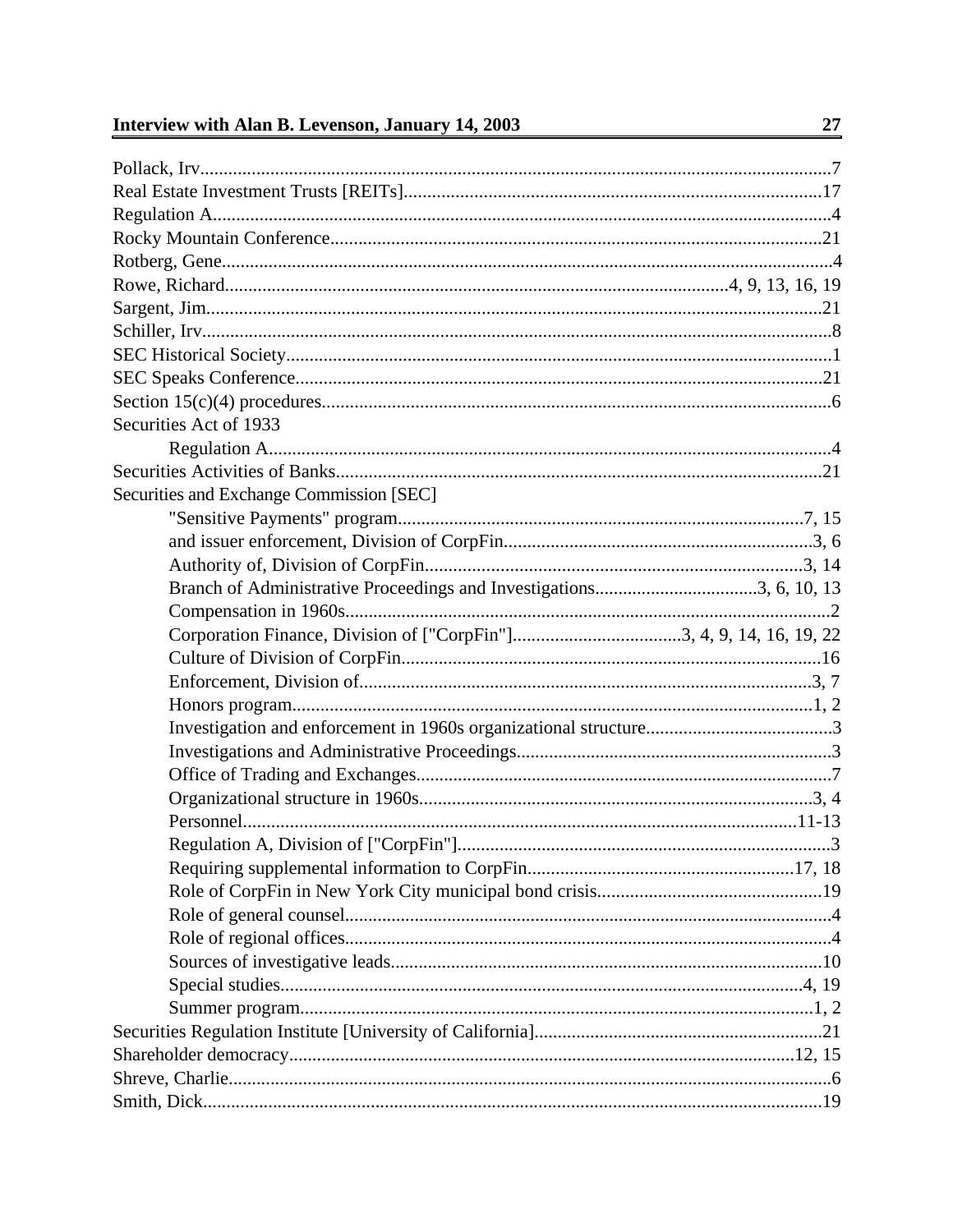Pollack, Irv......................................................................................................................7
Real Estate Investment Trusts [REITs]........................................................................................17
Regulation A.....................................................................................................................4
Rocky Mountain Conference.......................................................................................................21
Rotberg, Gene....................................................................................................................4
Rowe, Richard.......................................................................................................4, 9, 13, 16, 19
Sargent, Jim.....................................................................................................................21
Schiller, Irv....................................................................................................................8
SEC Historical Society...........................................................................................................1
SEC Speaks Conference............................................................................................................21
Section 15(c)(4) procedures......................................................................................................6
Securities Act of 1933

- Regulation A.....................................................................................................................4

Securities Activities of Banks....................................................................................................21
Securities and Exchange Commission [SEC]

- "Sensitive Payments" program.................................................................................7, 15
- and issuer enforcement, Division of CorpFin...............................................................3, 6
- Authority of, Division of CorpFin..........................................................................3, 14
- Branch of Administrative Proceedings and Investigations...................................3, 6, 10, 13
- Compensation in 1960s..................................................................................................2
- Corporation Finance, Division of ["CorpFin"]....................................3, 4, 9, 14, 16, 19, 22
- Culture of Division of CorpFin....................................................................................16
- Enforcement, Division of..........................................................................................3, 7
- Honors program.......................................................................................................1, 2
- Investigation and enforcement in 1960s organizational structure........................................3
- Investigations and Administrative Proceedings...................................................................3
- Office of Trading and Exchanges......................................................................................7
- Organizational structure in 1960s...............................................................................3, 4
- Personnel.....................................................................................................................11-13
- Regulation A, Division of ["CorpFin"]..............................................................................3
- Requiring supplemental information to CorpFin.......................................................17, 18
- Role of CorpFin in New York City municipal bond crisis...............................................19
- Role of general counsel.....................................................................................................4
- Role of regional offices....................................................................................................4
- Sources of investigative leads..........................................................................................10
- Special studies...........................................................................................................4, 19
- Summer program..........................................................................................................1, 2

Securities Regulation Institute [University of California]..............................................................21
Shareholder democracy...........................................................................................................12, 15
Shreve, Charlie...................................................................................................................6
Smith, Dick......................................................................................................................19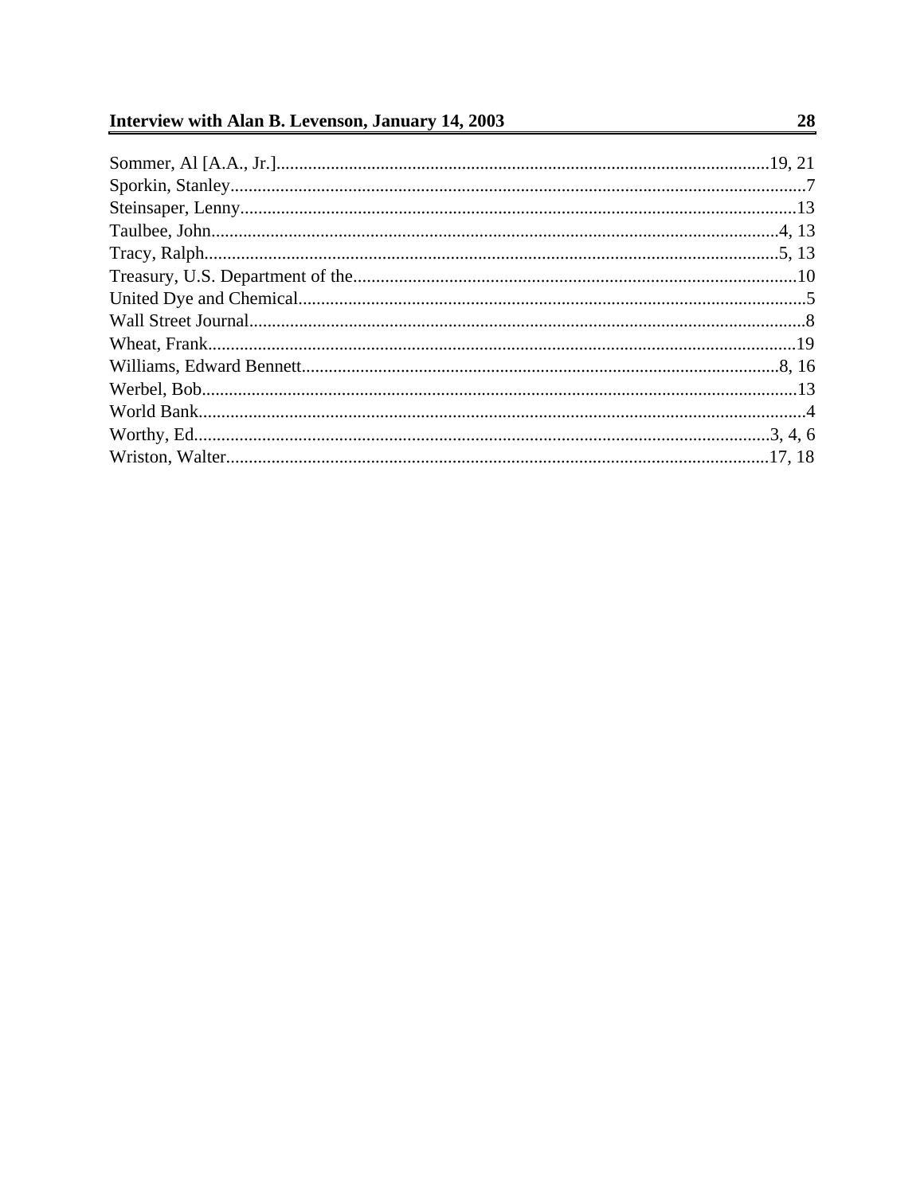Sommer, Al [A.A., Jr.]............................................................................................................19, 21
Sporkin, Stanley.............................................................................................................................7
Steinsaper, Lenny.........................................................................................................................13
Taulbee, John.............................................................................................................................4, 13
Tracy, Ralph................................................................................................................................5, 13
Treasury, U.S. Department of the................................................................................................10
United Dye and Chemical..............................................................................................................5
Wall Street Journal.........................................................................................................................8
Wheat, Frank.................................................................................................................................19
Williams, Edward Bennett.........................................................................................................8, 16
Werbel, Bob..................................................................................................................................13
World Bank.....................................................................................................................................4
Worthy, Ed.................................................................................................................................3, 4, 6
Wriston, Walter.......................................................................................................................17, 18